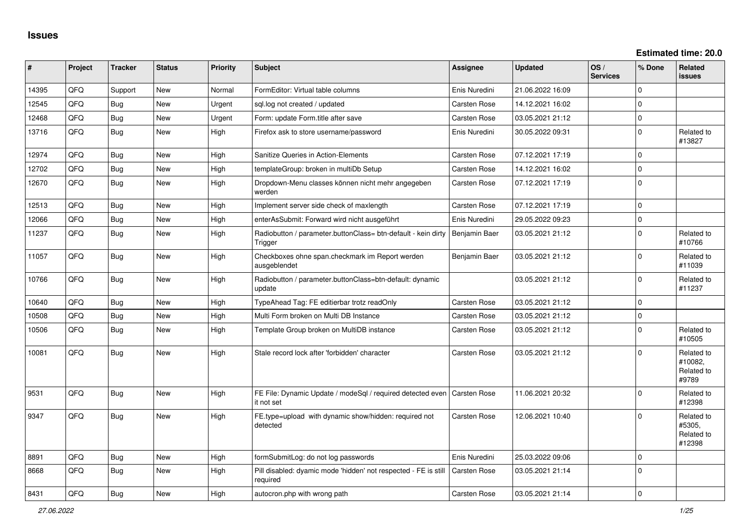# Issues

**Estimated time: 20.0**

| # | Project | Tracker | Status | Priority | Subject | Assignee | Updated | OS / Services | % Done | Related issues |
|---|---|---|---|---|---|---|---|---|---|---|
| 14395 | QFQ | Support | New | Normal | FormEditor: Virtual table columns | Enis Nuredini | 21.06.2022 16:09 | | 0 | |
| 12545 | QFQ | Bug | New | Urgent | sql.log not created / updated | Carsten Rose | 14.12.2021 16:02 | | 0 | |
| 12468 | QFQ | Bug | New | Urgent | Form: update Form.title after save | Carsten Rose | 03.05.2021 21:12 | | 0 | |
| 13716 | QFQ | Bug | New | High | Firefox ask to store username/password | Enis Nuredini | 30.05.2022 09:31 | | 0 | Related to #13827 |
| 12974 | QFQ | Bug | New | High | Sanitize Queries in Action-Elements | Carsten Rose | 07.12.2021 17:19 | | 0 | |
| 12702 | QFQ | Bug | New | High | templateGroup: broken in multiDb Setup | Carsten Rose | 14.12.2021 16:02 | | 0 | |
| 12670 | QFQ | Bug | New | High | Dropdown-Menu classes können nicht mehr angegeben werden | Carsten Rose | 07.12.2021 17:19 | | 0 | |
| 12513 | QFQ | Bug | New | High | Implement server side check of maxlength | Carsten Rose | 07.12.2021 17:19 | | 0 | |
| 12066 | QFQ | Bug | New | High | enterAsSubmit: Forward wird nicht ausgeführt | Enis Nuredini | 29.05.2022 09:23 | | 0 | |
| 11237 | QFQ | Bug | New | High | Radiobutton / parameter.buttonClass= btn-default - kein dirty Trigger | Benjamin Baer | 03.05.2021 21:12 | | 0 | Related to #10766 |
| 11057 | QFQ | Bug | New | High | Checkboxes ohne span.checkmark im Report werden ausgeblendet | Benjamin Baer | 03.05.2021 21:12 | | 0 | Related to #11039 |
| 10766 | QFQ | Bug | New | High | Radiobutton / parameter.buttonClass=btn-default: dynamic update | | 03.05.2021 21:12 | | 0 | Related to #11237 |
| 10640 | QFQ | Bug | New | High | TypeAhead Tag: FE editierbar trotz readOnly | Carsten Rose | 03.05.2021 21:12 | | 0 | |
| 10508 | QFQ | Bug | New | High | Multi Form broken on Multi DB Instance | Carsten Rose | 03.05.2021 21:12 | | 0 | |
| 10506 | QFQ | Bug | New | High | Template Group broken on MultiDB instance | Carsten Rose | 03.05.2021 21:12 | | 0 | Related to #10505 |
| 10081 | QFQ | Bug | New | High | Stale record lock after 'forbidden' character | Carsten Rose | 03.05.2021 21:12 | | 0 | Related to #10082, Related to #9789 |
| 9531 | QFQ | Bug | New | High | FE File: Dynamic Update / modeSql / required detected even it not set | Carsten Rose | 11.06.2021 20:32 | | 0 | Related to #12398 |
| 9347 | QFQ | Bug | New | High | FE.type=upload with dynamic show/hidden: required not detected | Carsten Rose | 12.06.2021 10:40 | | 0 | Related to #5305, Related to #12398 |
| 8891 | QFQ | Bug | New | High | formSubmitLog: do not log passwords | Enis Nuredini | 25.03.2022 09:06 | | 0 | |
| 8668 | QFQ | Bug | New | High | Pill disabled: dyamic mode 'hidden' not respected - FE is still required | Carsten Rose | 03.05.2021 21:14 | | 0 | |
| 8431 | QFQ | Bug | New | High | autocron.php with wrong path | Carsten Rose | 03.05.2021 21:14 | | 0 | |

*27.06.2022*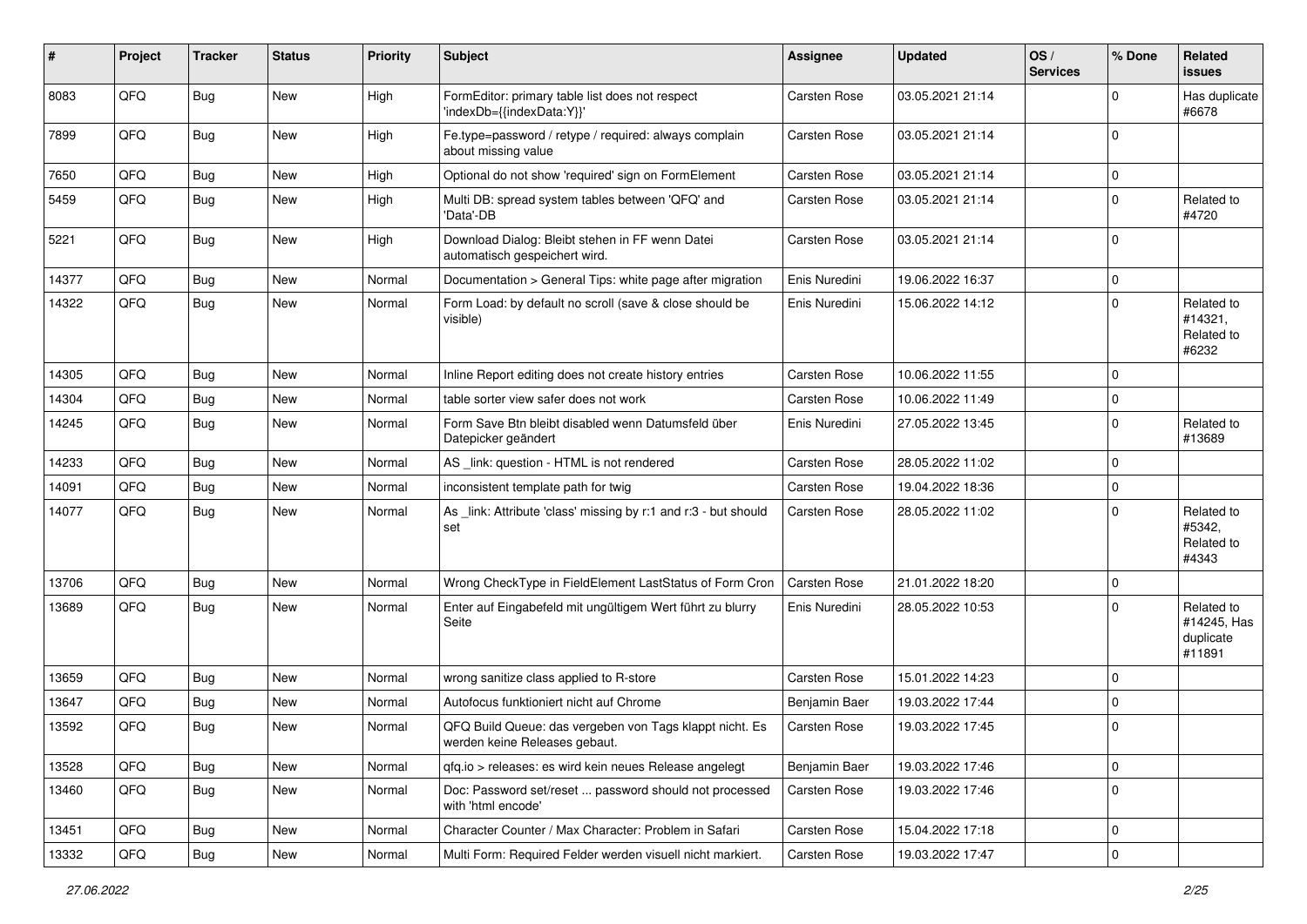| # | Project | Tracker | Status | Priority | Subject | Assignee | Updated | OS / Services | % Done | Related issues |
|---|---|---|---|---|---|---|---|---|---|---|
| 8083 | QFQ | Bug | New | High | FormEditor: primary table list does not respect 'indexDb={{indexData:Y}}' | Carsten Rose | 03.05.2021 21:14 | | 0 | Has duplicate #6678 |
| 7899 | QFQ | Bug | New | High | Fe.type=password / retype / required: always complain about missing value | Carsten Rose | 03.05.2021 21:14 | | 0 | |
| 7650 | QFQ | Bug | New | High | Optional do not show 'required' sign on FormElement | Carsten Rose | 03.05.2021 21:14 | | 0 | |
| 5459 | QFQ | Bug | New | High | Multi DB: spread system tables between 'QFQ' and 'Data'-DB | Carsten Rose | 03.05.2021 21:14 | | 0 | Related to #4720 |
| 5221 | QFQ | Bug | New | High | Download Dialog: Bleibt stehen in FF wenn Datei automatisch gespeichert wird. | Carsten Rose | 03.05.2021 21:14 | | 0 | |
| 14377 | QFQ | Bug | New | Normal | Documentation > General Tips: white page after migration | Enis Nuredini | 19.06.2022 16:37 | | 0 | |
| 14322 | QFQ | Bug | New | Normal | Form Load: by default no scroll (save & close should be visible) | Enis Nuredini | 15.06.2022 14:12 | | 0 | Related to #14321, Related to #6232 |
| 14305 | QFQ | Bug | New | Normal | Inline Report editing does not create history entries | Carsten Rose | 10.06.2022 11:55 | | 0 | |
| 14304 | QFQ | Bug | New | Normal | table sorter view safer does not work | Carsten Rose | 10.06.2022 11:49 | | 0 | |
| 14245 | QFQ | Bug | New | Normal | Form Save Btn bleibt disabled wenn Datumsfeld über Datepicker geändert | Enis Nuredini | 27.05.2022 13:45 | | 0 | Related to #13689 |
| 14233 | QFQ | Bug | New | Normal | AS _link: question - HTML is not rendered | Carsten Rose | 28.05.2022 11:02 | | 0 | |
| 14091 | QFQ | Bug | New | Normal | inconsistent template path for twig | Carsten Rose | 19.04.2022 18:36 | | 0 | |
| 14077 | QFQ | Bug | New | Normal | As _link: Attribute 'class' missing by r:1 and r:3 - but should set | Carsten Rose | 28.05.2022 11:02 | | 0 | Related to #5342, Related to #4343 |
| 13706 | QFQ | Bug | New | Normal | Wrong CheckType in FieldElement LastStatus of Form Cron | Carsten Rose | 21.01.2022 18:20 | | 0 | |
| 13689 | QFQ | Bug | New | Normal | Enter auf Eingabefeld mit ungültigem Wert führt zu blurry Seite | Enis Nuredini | 28.05.2022 10:53 | | 0 | Related to #14245, Has duplicate #11891 |
| 13659 | QFQ | Bug | New | Normal | wrong sanitize class applied to R-store | Carsten Rose | 15.01.2022 14:23 | | 0 | |
| 13647 | QFQ | Bug | New | Normal | Autofocus funktioniert nicht auf Chrome | Benjamin Baer | 19.03.2022 17:44 | | 0 | |
| 13592 | QFQ | Bug | New | Normal | QFQ Build Queue: das vergeben von Tags klappt nicht. Es werden keine Releases gebaut. | Carsten Rose | 19.03.2022 17:45 | | 0 | |
| 13528 | QFQ | Bug | New | Normal | qfq.io > releases: es wird kein neues Release angelegt | Benjamin Baer | 19.03.2022 17:46 | | 0 | |
| 13460 | QFQ | Bug | New | Normal | Doc: Password set/reset ... password should not processed with 'html encode' | Carsten Rose | 19.03.2022 17:46 | | 0 | |
| 13451 | QFQ | Bug | New | Normal | Character Counter / Max Character: Problem in Safari | Carsten Rose | 15.04.2022 17:18 | | 0 | |
| 13332 | QFQ | Bug | New | Normal | Multi Form: Required Felder werden visuell nicht markiert. | Carsten Rose | 19.03.2022 17:47 | | 0 | |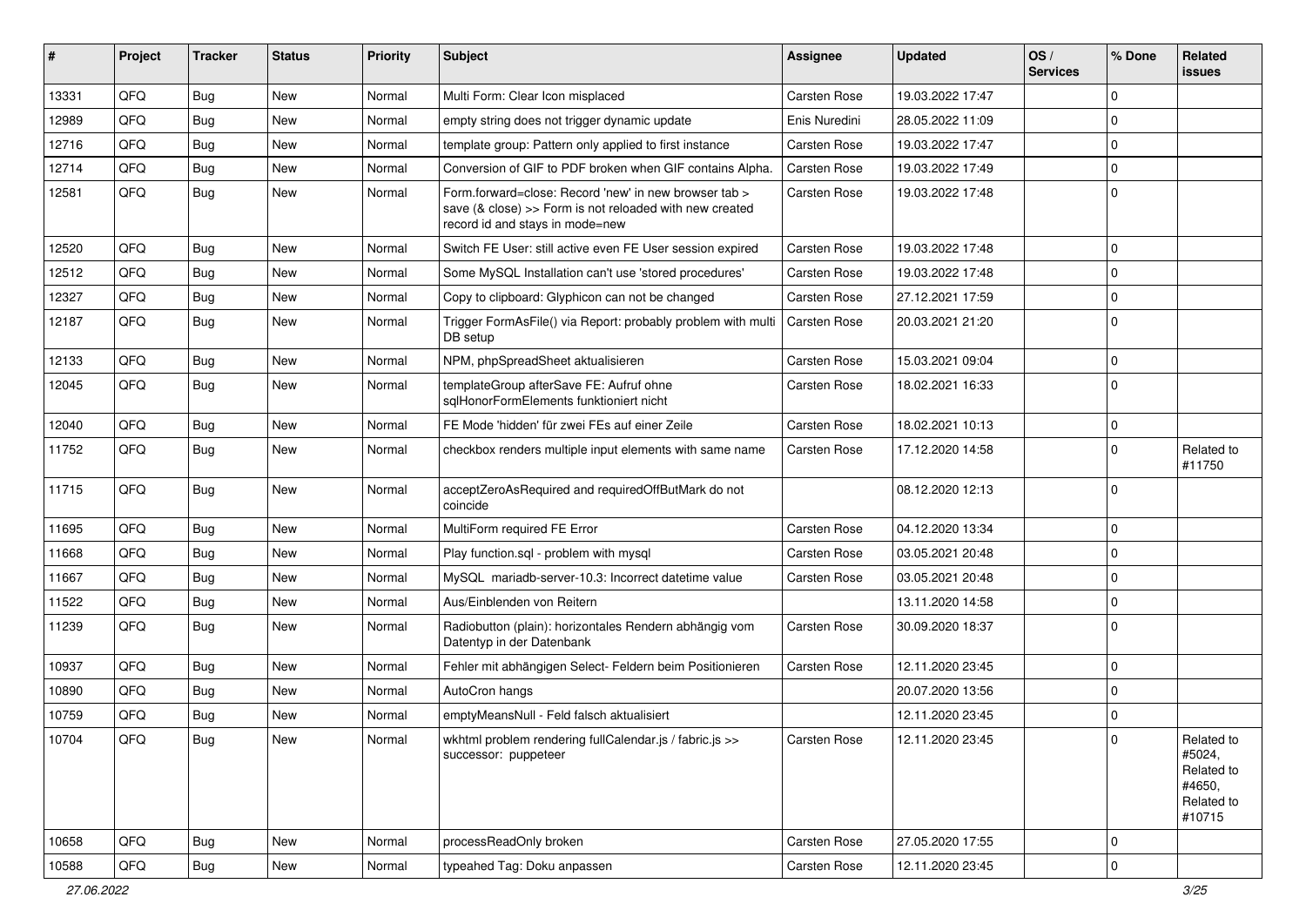| # | Project | Tracker | Status | Priority | Subject | Assignee | Updated | OS / Services | % Done | Related issues |
|---|---|---|---|---|---|---|---|---|---|---|
| 13331 | QFQ | Bug | New | Normal | Multi Form: Clear Icon misplaced | Carsten Rose | 19.03.2022 17:47 | | 0 | |
| 12989 | QFQ | Bug | New | Normal | empty string does not trigger dynamic update | Enis Nuredini | 28.05.2022 11:09 | | 0 | |
| 12716 | QFQ | Bug | New | Normal | template group: Pattern only applied to first instance | Carsten Rose | 19.03.2022 17:47 | | 0 | |
| 12714 | QFQ | Bug | New | Normal | Conversion of GIF to PDF broken when GIF contains Alpha. | Carsten Rose | 19.03.2022 17:49 | | 0 | |
| 12581 | QFQ | Bug | New | Normal | Form.forward=close: Record 'new' in new browser tab > save (& close) >> Form is not reloaded with new created record id and stays in mode=new | Carsten Rose | 19.03.2022 17:48 | | 0 | |
| 12520 | QFQ | Bug | New | Normal | Switch FE User: still active even FE User session expired | Carsten Rose | 19.03.2022 17:48 | | 0 | |
| 12512 | QFQ | Bug | New | Normal | Some MySQL Installation can't use 'stored procedures' | Carsten Rose | 19.03.2022 17:48 | | 0 | |
| 12327 | QFQ | Bug | New | Normal | Copy to clipboard: Glyphicon can not be changed | Carsten Rose | 27.12.2021 17:59 | | 0 | |
| 12187 | QFQ | Bug | New | Normal | Trigger FormAsFile() via Report: probably problem with multi DB setup | Carsten Rose | 20.03.2021 21:20 | | 0 | |
| 12133 | QFQ | Bug | New | Normal | NPM, phpSpreadSheet aktualisieren | Carsten Rose | 15.03.2021 09:04 | | 0 | |
| 12045 | QFQ | Bug | New | Normal | templateGroup afterSave FE: Aufruf ohne sqlHonorFormElements funktioniert nicht | Carsten Rose | 18.02.2021 16:33 | | 0 | |
| 12040 | QFQ | Bug | New | Normal | FE Mode 'hidden' für zwei FEs auf einer Zeile | Carsten Rose | 18.02.2021 10:13 | | 0 | |
| 11752 | QFQ | Bug | New | Normal | checkbox renders multiple input elements with same name | Carsten Rose | 17.12.2020 14:58 | | 0 | Related to #11750 |
| 11715 | QFQ | Bug | New | Normal | acceptZeroAsRequired and requiredOffButMark do not coincide | | 08.12.2020 12:13 | | 0 | |
| 11695 | QFQ | Bug | New | Normal | MultiForm required FE Error | Carsten Rose | 04.12.2020 13:34 | | 0 | |
| 11668 | QFQ | Bug | New | Normal | Play function.sql - problem with mysql | Carsten Rose | 03.05.2021 20:48 | | 0 | |
| 11667 | QFQ | Bug | New | Normal | MySQL mariadb-server-10.3: Incorrect datetime value | Carsten Rose | 03.05.2021 20:48 | | 0 | |
| 11522 | QFQ | Bug | New | Normal | Aus/Einblenden von Reitern | | 13.11.2020 14:58 | | 0 | |
| 11239 | QFQ | Bug | New | Normal | Radiobutton (plain): horizontales Rendern abhängig vom Datentyp in der Datenbank | Carsten Rose | 30.09.2020 18:37 | | 0 | |
| 10937 | QFQ | Bug | New | Normal | Fehler mit abhängigen Select- Feldern beim Positionieren | Carsten Rose | 12.11.2020 23:45 | | 0 | |
| 10890 | QFQ | Bug | New | Normal | AutoCron hangs | | 20.07.2020 13:56 | | 0 | |
| 10759 | QFQ | Bug | New | Normal | emptyMeansNull - Feld falsch aktualisiert | | 12.11.2020 23:45 | | 0 | |
| 10704 | QFQ | Bug | New | Normal | wkhtml problem rendering fullCalendar.js / fabric.js >> successor: puppeteer | Carsten Rose | 12.11.2020 23:45 | | 0 | Related to #5024, Related to #4650, Related to #10715 |
| 10658 | QFQ | Bug | New | Normal | processReadOnly broken | Carsten Rose | 27.05.2020 17:55 | | 0 | |
| 10588 | QFQ | Bug | New | Normal | typeahed Tag: Doku anpassen | Carsten Rose | 12.11.2020 23:45 | | 0 | |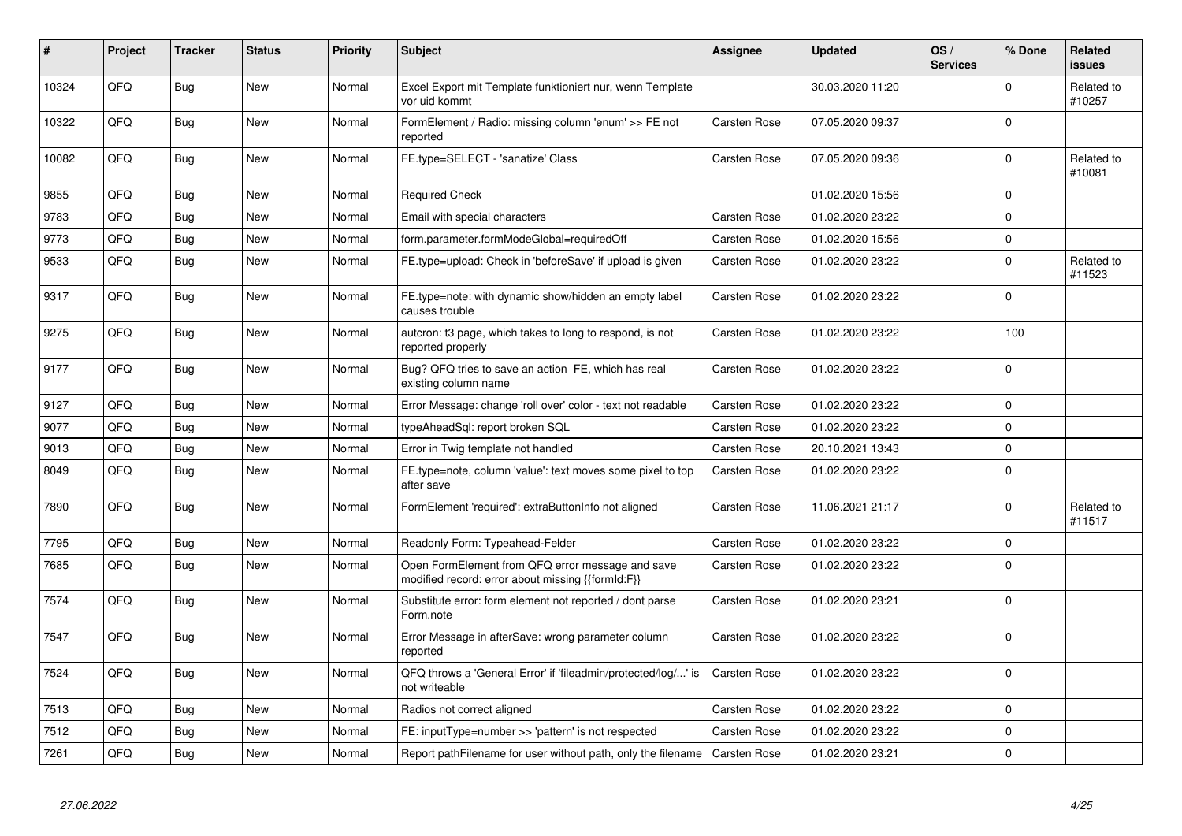| # | Project | Tracker | Status | Priority | Subject | Assignee | Updated | OS / Services | % Done | Related issues |
|---|---|---|---|---|---|---|---|---|---|---|
| 10324 | QFQ | Bug | New | Normal | Excel Export mit Template funktioniert nur, wenn Template vor uid kommt | | 30.03.2020 11:20 | | 0 | Related to #10257 |
| 10322 | QFQ | Bug | New | Normal | FormElement / Radio: missing column 'enum' >> FE not reported | Carsten Rose | 07.05.2020 09:37 | | 0 | |
| 10082 | QFQ | Bug | New | Normal | FE.type=SELECT - 'sanatize' Class | Carsten Rose | 07.05.2020 09:36 | | 0 | Related to #10081 |
| 9855 | QFQ | Bug | New | Normal | Required Check | | 01.02.2020 15:56 | | 0 | |
| 9783 | QFQ | Bug | New | Normal | Email with special characters | Carsten Rose | 01.02.2020 23:22 | | 0 | |
| 9773 | QFQ | Bug | New | Normal | form.parameter.formModeGlobal=requiredOff | Carsten Rose | 01.02.2020 15:56 | | 0 | |
| 9533 | QFQ | Bug | New | Normal | FE.type=upload: Check in 'beforeSave' if upload is given | Carsten Rose | 01.02.2020 23:22 | | 0 | Related to #11523 |
| 9317 | QFQ | Bug | New | Normal | FE.type=note: with dynamic show/hidden an empty label causes trouble | Carsten Rose | 01.02.2020 23:22 | | 0 | |
| 9275 | QFQ | Bug | New | Normal | autcron: t3 page, which takes to long to respond, is not reported properly | Carsten Rose | 01.02.2020 23:22 | | 100 | |
| 9177 | QFQ | Bug | New | Normal | Bug? QFQ tries to save an action FE, which has real existing column name | Carsten Rose | 01.02.2020 23:22 | | 0 | |
| 9127 | QFQ | Bug | New | Normal | Error Message: change 'roll over' color - text not readable | Carsten Rose | 01.02.2020 23:22 | | 0 | |
| 9077 | QFQ | Bug | New | Normal | typeAheadSql: report broken SQL | Carsten Rose | 01.02.2020 23:22 | | 0 | |
| 9013 | QFQ | Bug | New | Normal | Error in Twig template not handled | Carsten Rose | 20.10.2021 13:43 | | 0 | |
| 8049 | QFQ | Bug | New | Normal | FE.type=note, column 'value': text moves some pixel to top after save | Carsten Rose | 01.02.2020 23:22 | | 0 | |
| 7890 | QFQ | Bug | New | Normal | FormElement 'required': extraButtonInfo not aligned | Carsten Rose | 11.06.2021 21:17 | | 0 | Related to #11517 |
| 7795 | QFQ | Bug | New | Normal | Readonly Form: Typeahead-Felder | Carsten Rose | 01.02.2020 23:22 | | 0 | |
| 7685 | QFQ | Bug | New | Normal | Open FormElement from QFQ error message and save modified record: error about missing {{formId:F}} | Carsten Rose | 01.02.2020 23:22 | | 0 | |
| 7574 | QFQ | Bug | New | Normal | Substitute error: form element not reported / dont parse Form.note | Carsten Rose | 01.02.2020 23:21 | | 0 | |
| 7547 | QFQ | Bug | New | Normal | Error Message in afterSave: wrong parameter column reported | Carsten Rose | 01.02.2020 23:22 | | 0 | |
| 7524 | QFQ | Bug | New | Normal | QFQ throws a 'General Error' if 'fileadmin/protected/log/...' is not writeable | Carsten Rose | 01.02.2020 23:22 | | 0 | |
| 7513 | QFQ | Bug | New | Normal | Radios not correct aligned | Carsten Rose | 01.02.2020 23:22 | | 0 | |
| 7512 | QFQ | Bug | New | Normal | FE: inputType=number >> 'pattern' is not respected | Carsten Rose | 01.02.2020 23:22 | | 0 | |
| 7261 | QFQ | Bug | New | Normal | Report pathFilename for user without path, only the filename | Carsten Rose | 01.02.2020 23:21 | | 0 | |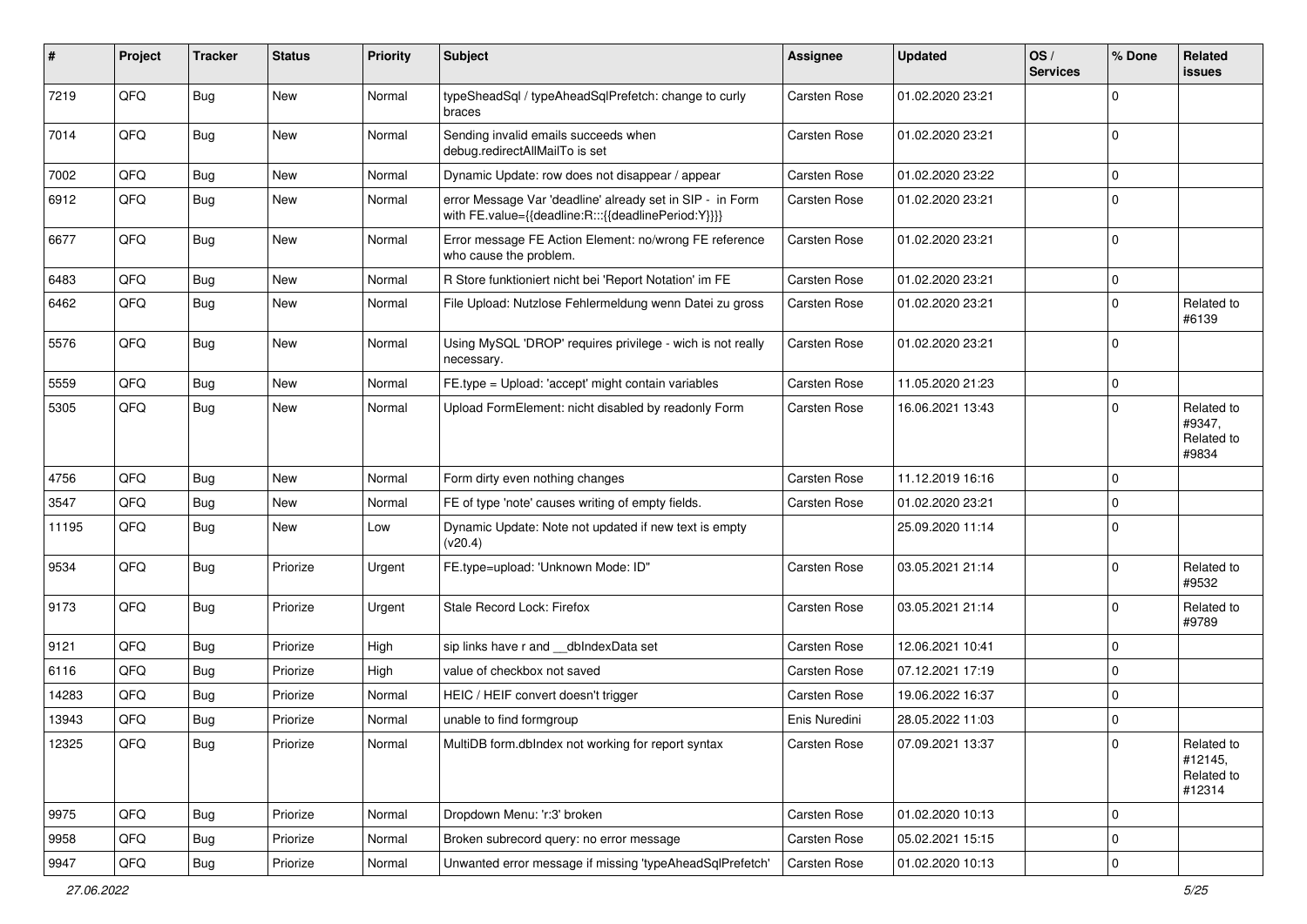| # | Project | Tracker | Status | Priority | Subject | Assignee | Updated | OS / Services | % Done | Related issues |
|---|---|---|---|---|---|---|---|---|---|---|
| 7219 | QFQ | Bug | New | Normal | typeSheadSql / typeAheadSqlPrefetch: change to curly braces | Carsten Rose | 01.02.2020 23:21 | | 0 | |
| 7014 | QFQ | Bug | New | Normal | Sending invalid emails succeeds when debug.redirectAllMailTo is set | Carsten Rose | 01.02.2020 23:21 | | 0 | |
| 7002 | QFQ | Bug | New | Normal | Dynamic Update: row does not disappear / appear | Carsten Rose | 01.02.2020 23:22 | | 0 | |
| 6912 | QFQ | Bug | New | Normal | error Message Var 'deadline' already set in SIP - in Form with FE.value={{deadline:R:::{{deadlinePeriod:Y}}}} | Carsten Rose | 01.02.2020 23:21 | | 0 | |
| 6677 | QFQ | Bug | New | Normal | Error message FE Action Element: no/wrong FE reference who cause the problem. | Carsten Rose | 01.02.2020 23:21 | | 0 | |
| 6483 | QFQ | Bug | New | Normal | R Store funktioniert nicht bei 'Report Notation' im FE | Carsten Rose | 01.02.2020 23:21 | | 0 | |
| 6462 | QFQ | Bug | New | Normal | File Upload: Nutzlose Fehlermeldung wenn Datei zu gross | Carsten Rose | 01.02.2020 23:21 | | 0 | Related to #6139 |
| 5576 | QFQ | Bug | New | Normal | Using MySQL 'DROP' requires privilege - wich is not really necessary. | Carsten Rose | 01.02.2020 23:21 | | 0 | |
| 5559 | QFQ | Bug | New | Normal | FE.type = Upload: 'accept' might contain variables | Carsten Rose | 11.05.2020 21:23 | | 0 | |
| 5305 | QFQ | Bug | New | Normal | Upload FormElement: nicht disabled by readonly Form | Carsten Rose | 16.06.2021 13:43 | | 0 | Related to #9347, Related to #9834 |
| 4756 | QFQ | Bug | New | Normal | Form dirty even nothing changes | Carsten Rose | 11.12.2019 16:16 | | 0 | |
| 3547 | QFQ | Bug | New | Normal | FE of type 'note' causes writing of empty fields. | Carsten Rose | 01.02.2020 23:21 | | 0 | |
| 11195 | QFQ | Bug | New | Low | Dynamic Update: Note not updated if new text is empty (v20.4) | | 25.09.2020 11:14 | | 0 | |
| 9534 | QFQ | Bug | Priorize | Urgent | FE.type=upload: 'Unknown Mode: ID" | Carsten Rose | 03.05.2021 21:14 | | 0 | Related to #9532 |
| 9173 | QFQ | Bug | Priorize | Urgent | Stale Record Lock: Firefox | Carsten Rose | 03.05.2021 21:14 | | 0 | Related to #9789 |
| 9121 | QFQ | Bug | Priorize | High | sip links have r and __dbIndexData set | Carsten Rose | 12.06.2021 10:41 | | 0 | |
| 6116 | QFQ | Bug | Priorize | High | value of checkbox not saved | Carsten Rose | 07.12.2021 17:19 | | 0 | |
| 14283 | QFQ | Bug | Priorize | Normal | HEIC / HEIF convert doesn't trigger | Carsten Rose | 19.06.2022 16:37 | | 0 | |
| 13943 | QFQ | Bug | Priorize | Normal | unable to find formgroup | Enis Nuredini | 28.05.2022 11:03 | | 0 | |
| 12325 | QFQ | Bug | Priorize | Normal | MultiDB form.dbIndex not working for report syntax | Carsten Rose | 07.09.2021 13:37 | | 0 | Related to #12145, Related to #12314 |
| 9975 | QFQ | Bug | Priorize | Normal | Dropdown Menu: 'r:3' broken | Carsten Rose | 01.02.2020 10:13 | | 0 | |
| 9958 | QFQ | Bug | Priorize | Normal | Broken subrecord query: no error message | Carsten Rose | 05.02.2021 15:15 | | 0 | |
| 9947 | QFQ | Bug | Priorize | Normal | Unwanted error message if missing 'typeAheadSqlPrefetch' | Carsten Rose | 01.02.2020 10:13 | | 0 | |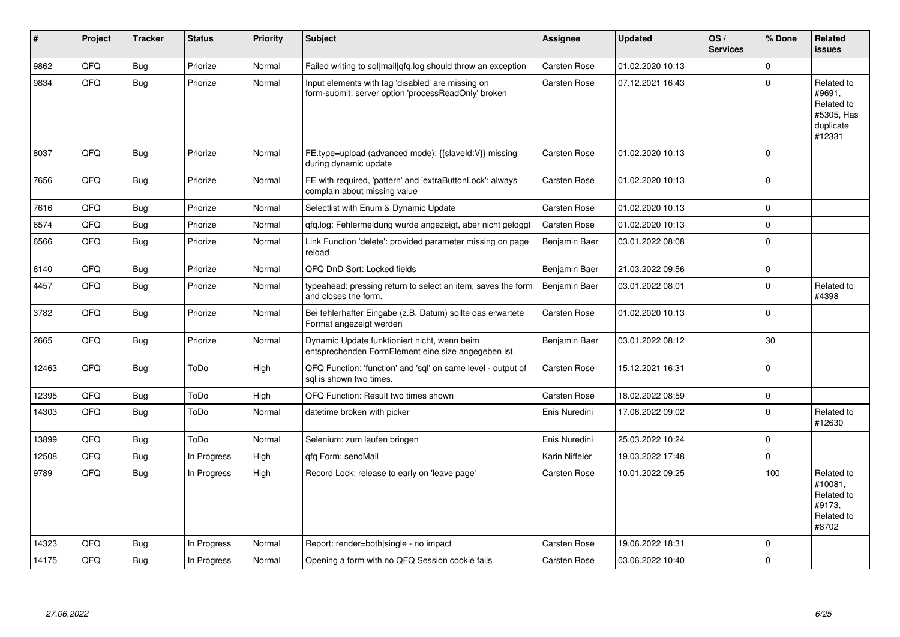| # | Project | Tracker | Status | Priority | Subject | Assignee | Updated | OS / Services | % Done | Related issues |
|---|---|---|---|---|---|---|---|---|---|---|
| 9862 | QFQ | Bug | Priorize | Normal | Failed writing to sql|mail|qfq.log should throw an exception | Carsten Rose | 01.02.2020 10:13 | | 0 | |
| 9834 | QFQ | Bug | Priorize | Normal | Input elements with tag 'disabled' are missing on form-submit: server option 'processReadOnly' broken | Carsten Rose | 07.12.2021 16:43 | | 0 | Related to #9691, Related to #5305, Has duplicate #12331 |
| 8037 | QFQ | Bug | Priorize | Normal | FE.type=upload (advanced mode): {{slaveId:V}} missing during dynamic update | Carsten Rose | 01.02.2020 10:13 | | 0 | |
| 7656 | QFQ | Bug | Priorize | Normal | FE with required, 'pattern' and 'extraButtonLock': always complain about missing value | Carsten Rose | 01.02.2020 10:13 | | 0 | |
| 7616 | QFQ | Bug | Priorize | Normal | Selectlist with Enum & Dynamic Update | Carsten Rose | 01.02.2020 10:13 | | 0 | |
| 6574 | QFQ | Bug | Priorize | Normal | qfq.log: Fehlermeldung wurde angezeigt, aber nicht geloggt | Carsten Rose | 01.02.2020 10:13 | | 0 | |
| 6566 | QFQ | Bug | Priorize | Normal | Link Function 'delete': provided parameter missing on page reload | Benjamin Baer | 03.01.2022 08:08 | | 0 | |
| 6140 | QFQ | Bug | Priorize | Normal | QFQ DnD Sort: Locked fields | Benjamin Baer | 21.03.2022 09:56 | | 0 | |
| 4457 | QFQ | Bug | Priorize | Normal | typeahead: pressing return to select an item, saves the form and closes the form. | Benjamin Baer | 03.01.2022 08:01 | | 0 | Related to #4398 |
| 3782 | QFQ | Bug | Priorize | Normal | Bei fehlerhafter Eingabe (z.B. Datum) sollte das erwartete Format angezeigt werden | Carsten Rose | 01.02.2020 10:13 | | 0 | |
| 2665 | QFQ | Bug | Priorize | Normal | Dynamic Update funktioniert nicht, wenn beim entsprechenden FormElement eine size angegeben ist. | Benjamin Baer | 03.01.2022 08:12 | | 30 | |
| 12463 | QFQ | Bug | ToDo | High | QFQ Function: 'function' and 'sql' on same level - output of sql is shown two times. | Carsten Rose | 15.12.2021 16:31 | | 0 | |
| 12395 | QFQ | Bug | ToDo | High | QFQ Function: Result two times shown | Carsten Rose | 18.02.2022 08:59 | | 0 | |
| 14303 | QFQ | Bug | ToDo | Normal | datetime broken with picker | Enis Nuredini | 17.06.2022 09:02 | | 0 | Related to #12630 |
| 13899 | QFQ | Bug | ToDo | Normal | Selenium: zum laufen bringen | Enis Nuredini | 25.03.2022 10:24 | | 0 | |
| 12508 | QFQ | Bug | In Progress | High | qfq Form: sendMail | Karin Niffeler | 19.03.2022 17:48 | | 0 | |
| 9789 | QFQ | Bug | In Progress | High | Record Lock: release to early on 'leave page' | Carsten Rose | 10.01.2022 09:25 | | 100 | Related to #10081, Related to #9173, Related to #8702 |
| 14323 | QFQ | Bug | In Progress | Normal | Report: render=both|single - no impact | Carsten Rose | 19.06.2022 18:31 | | 0 | |
| 14175 | QFQ | Bug | In Progress | Normal | Opening a form with no QFQ Session cookie fails | Carsten Rose | 03.06.2022 10:40 | | 0 | |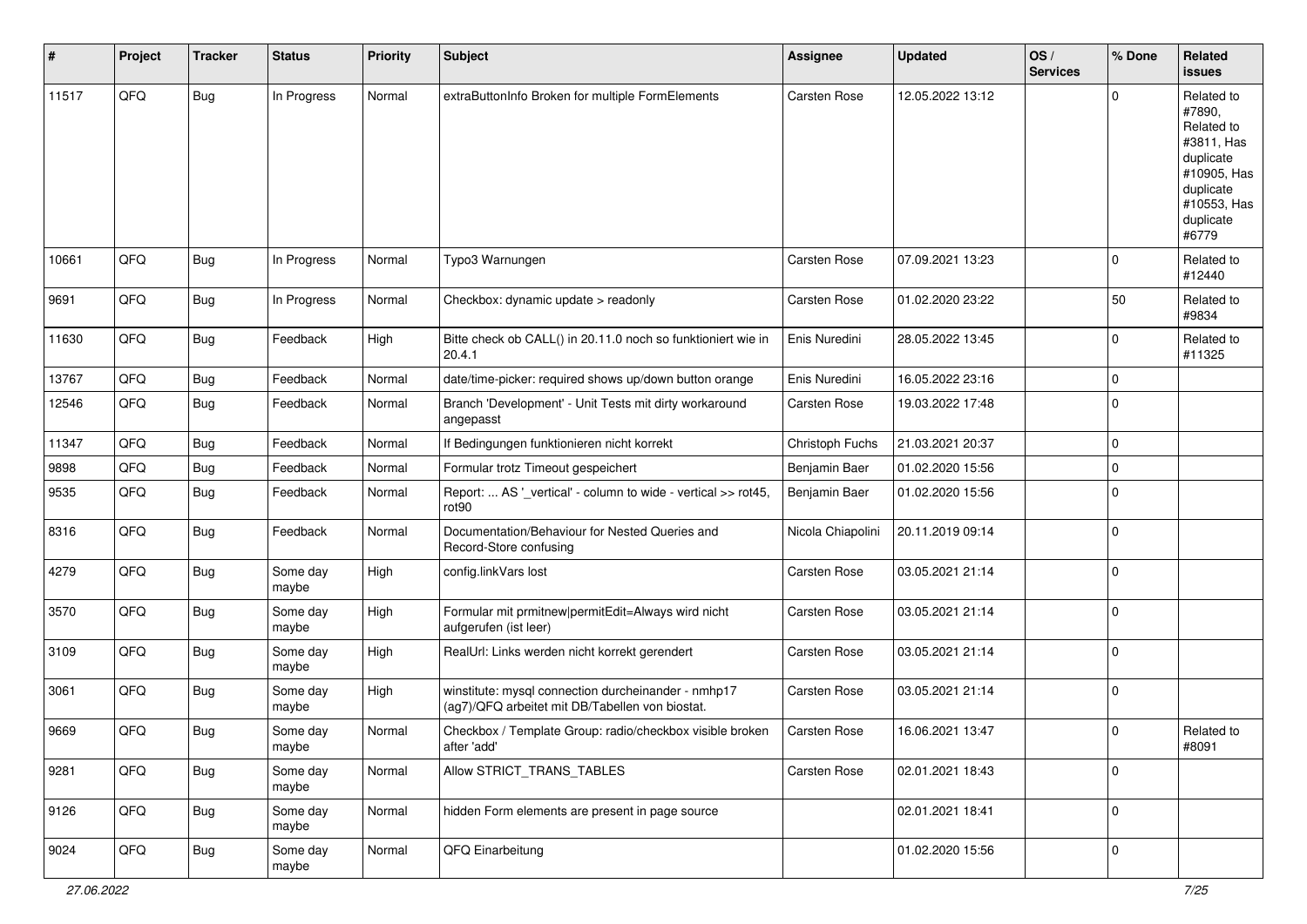| # | Project | Tracker | Status | Priority | Subject | Assignee | Updated | OS / Services | % Done | Related issues |
|---|---|---|---|---|---|---|---|---|---|---|
| 11517 | QFQ | Bug | In Progress | Normal | extraButtonInfo Broken for multiple FormElements | Carsten Rose | 12.05.2022 13:12 | | 0 | Related to #7890, Related to #3811, Has duplicate #10905, Has duplicate #10553, Has duplicate #6779 |
| 10661 | QFQ | Bug | In Progress | Normal | Typo3 Warnungen | Carsten Rose | 07.09.2021 13:23 | | 0 | Related to #12440 |
| 9691 | QFQ | Bug | In Progress | Normal | Checkbox: dynamic update > readonly | Carsten Rose | 01.02.2020 23:22 | | 50 | Related to #9834 |
| 11630 | QFQ | Bug | Feedback | High | Bitte check ob CALL() in 20.11.0 noch so funktioniert wie in 20.4.1 | Enis Nuredini | 28.05.2022 13:45 | | 0 | Related to #11325 |
| 13767 | QFQ | Bug | Feedback | Normal | date/time-picker: required shows up/down button orange | Enis Nuredini | 16.05.2022 23:16 | | 0 | |
| 12546 | QFQ | Bug | Feedback | Normal | Branch 'Development' - Unit Tests mit dirty workaround angepasst | Carsten Rose | 19.03.2022 17:48 | | 0 | |
| 11347 | QFQ | Bug | Feedback | Normal | If Bedingungen funktionieren nicht korrekt | Christoph Fuchs | 21.03.2021 20:37 | | 0 | |
| 9898 | QFQ | Bug | Feedback | Normal | Formular trotz Timeout gespeichert | Benjamin Baer | 01.02.2020 15:56 | | 0 | |
| 9535 | QFQ | Bug | Feedback | Normal | Report: ... AS '_vertical' - column to wide - vertical >> rot45, rot90 | Benjamin Baer | 01.02.2020 15:56 | | 0 | |
| 8316 | QFQ | Bug | Feedback | Normal | Documentation/Behaviour for Nested Queries and Record-Store confusing | Nicola Chiapolini | 20.11.2019 09:14 | | 0 | |
| 4279 | QFQ | Bug | Some day maybe | High | config.linkVars lost | Carsten Rose | 03.05.2021 21:14 | | 0 | |
| 3570 | QFQ | Bug | Some day maybe | High | Formular mit prmitnew\|permitEdit=Always wird nicht aufgerufen (ist leer) | Carsten Rose | 03.05.2021 21:14 | | 0 | |
| 3109 | QFQ | Bug | Some day maybe | High | RealUrl: Links werden nicht korrekt gerendert | Carsten Rose | 03.05.2021 21:14 | | 0 | |
| 3061 | QFQ | Bug | Some day maybe | High | winstitute: mysql connection durcheinander - nmhp17 (ag7)/QFQ arbeitet mit DB/Tabellen von biostat. | Carsten Rose | 03.05.2021 21:14 | | 0 | |
| 9669 | QFQ | Bug | Some day maybe | Normal | Checkbox / Template Group: radio/checkbox visible broken after 'add' | Carsten Rose | 16.06.2021 13:47 | | 0 | Related to #8091 |
| 9281 | QFQ | Bug | Some day maybe | Normal | Allow STRICT_TRANS_TABLES | Carsten Rose | 02.01.2021 18:43 | | 0 | |
| 9126 | QFQ | Bug | Some day maybe | Normal | hidden Form elements are present in page source | | 02.01.2021 18:41 | | 0 | |
| 9024 | QFQ | Bug | Some day maybe | Normal | QFQ Einarbeitung | | 01.02.2020 15:56 | | 0 | |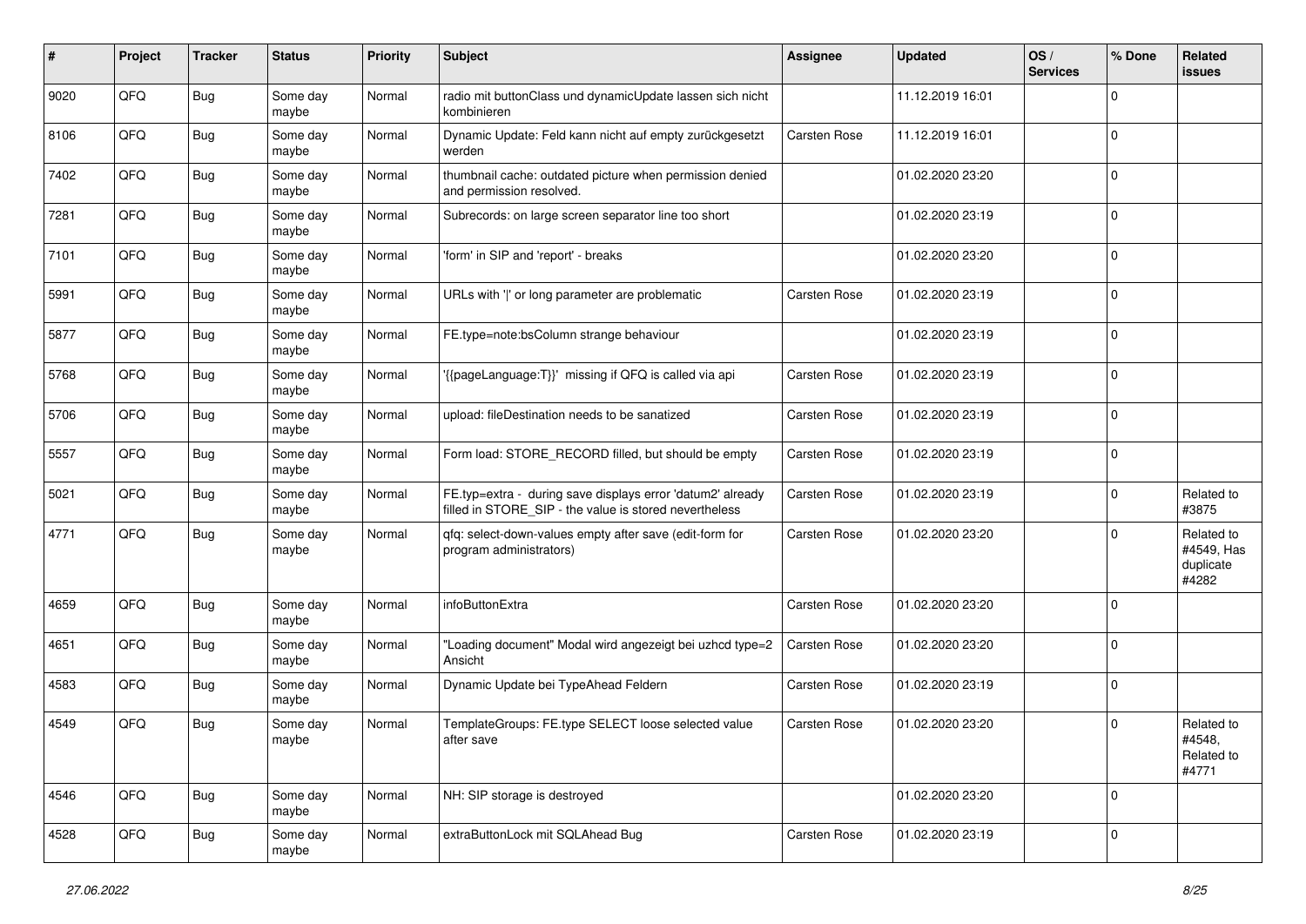| # | Project | Tracker | Status | Priority | Subject | Assignee | Updated | OS / Services | % Done | Related issues |
|---|---|---|---|---|---|---|---|---|---|---|
| 9020 | QFQ | Bug | Some day maybe | Normal | radio mit buttonClass und dynamicUpdate lassen sich nicht kombinieren | | 11.12.2019 16:01 | | 0 | |
| 8106 | QFQ | Bug | Some day maybe | Normal | Dynamic Update: Feld kann nicht auf empty zurückgesetzt werden | Carsten Rose | 11.12.2019 16:01 | | 0 | |
| 7402 | QFQ | Bug | Some day maybe | Normal | thumbnail cache: outdated picture when permission denied and permission resolved. | | 01.02.2020 23:20 | | 0 | |
| 7281 | QFQ | Bug | Some day maybe | Normal | Subrecords: on large screen separator line too short | | 01.02.2020 23:19 | | 0 | |
| 7101 | QFQ | Bug | Some day maybe | Normal | 'form' in SIP and 'report' - breaks | | 01.02.2020 23:20 | | 0 | |
| 5991 | QFQ | Bug | Some day maybe | Normal | URLs with ' ' or long parameter are problematic | Carsten Rose | 01.02.2020 23:19 | | 0 | |
| 5877 | QFQ | Bug | Some day maybe | Normal | FE.type=note:bsColumn strange behaviour | | 01.02.2020 23:19 | | 0 | |
| 5768 | QFQ | Bug | Some day maybe | Normal | '{{pageLanguage:T}}' missing if QFQ is called via api | Carsten Rose | 01.02.2020 23:19 | | 0 | |
| 5706 | QFQ | Bug | Some day maybe | Normal | upload: fileDestination needs to be sanatized | Carsten Rose | 01.02.2020 23:19 | | 0 | |
| 5557 | QFQ | Bug | Some day maybe | Normal | Form load: STORE_RECORD filled, but should be empty | Carsten Rose | 01.02.2020 23:19 | | 0 | |
| 5021 | QFQ | Bug | Some day maybe | Normal | FE.typ=extra - during save displays error 'datum2' already filled in STORE_SIP - the value is stored nevertheless | Carsten Rose | 01.02.2020 23:19 | | 0 | Related to #3875 |
| 4771 | QFQ | Bug | Some day maybe | Normal | qfq: select-down-values empty after save (edit-form for program administrators) | Carsten Rose | 01.02.2020 23:20 | | 0 | Related to #4549, Has duplicate #4282 |
| 4659 | QFQ | Bug | Some day maybe | Normal | infoButtonExtra | Carsten Rose | 01.02.2020 23:20 | | 0 | |
| 4651 | QFQ | Bug | Some day maybe | Normal | "Loading document" Modal wird angezeigt bei uzhcd type=2 Ansicht | Carsten Rose | 01.02.2020 23:20 | | 0 | |
| 4583 | QFQ | Bug | Some day maybe | Normal | Dynamic Update bei TypeAhead Feldern | Carsten Rose | 01.02.2020 23:19 | | 0 | |
| 4549 | QFQ | Bug | Some day maybe | Normal | TemplateGroups: FE.type SELECT loose selected value after save | Carsten Rose | 01.02.2020 23:20 | | 0 | Related to #4548, Related to #4771 |
| 4546 | QFQ | Bug | Some day maybe | Normal | NH: SIP storage is destroyed | | 01.02.2020 23:20 | | 0 | |
| 4528 | QFQ | Bug | Some day maybe | Normal | extraButtonLock mit SQLAhead Bug | Carsten Rose | 01.02.2020 23:19 | | 0 | |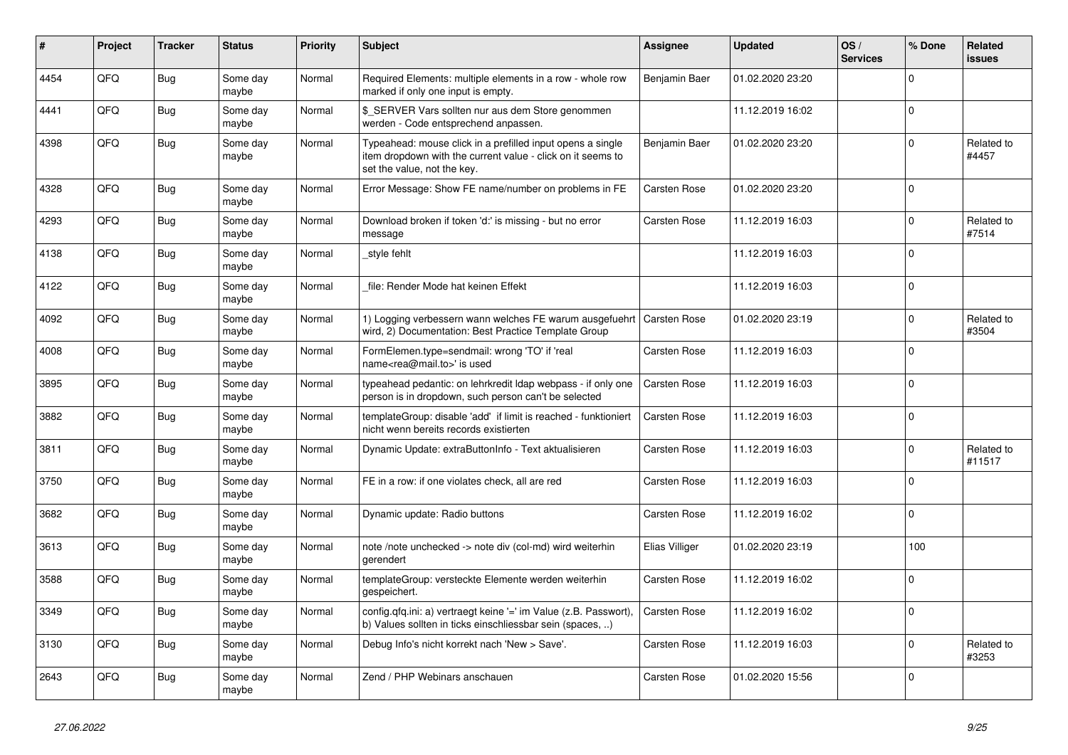| # | Project | Tracker | Status | Priority | Subject | Assignee | Updated | OS / Services | % Done | Related issues |
|---|---|---|---|---|---|---|---|---|---|---|
| 4454 | QFQ | Bug | Some day maybe | Normal | Required Elements: multiple elements in a row - whole row marked if only one input is empty. | Benjamin Baer | 01.02.2020 23:20 | | 0 | |
| 4441 | QFQ | Bug | Some day maybe | Normal | $_SERVER Vars sollten nur aus dem Store genommen werden - Code entsprechend anpassen. | | 11.12.2019 16:02 | | 0 | |
| 4398 | QFQ | Bug | Some day maybe | Normal | Typeahead: mouse click in a prefilled input opens a single item dropdown with the current value - click on it seems to set the value, not the key. | Benjamin Baer | 01.02.2020 23:20 | | 0 | Related to #4457 |
| 4328 | QFQ | Bug | Some day maybe | Normal | Error Message: Show FE name/number on problems in FE | Carsten Rose | 01.02.2020 23:20 | | 0 | |
| 4293 | QFQ | Bug | Some day maybe | Normal | Download broken if token 'd:' is missing - but no error message | Carsten Rose | 11.12.2019 16:03 | | 0 | Related to #7514 |
| 4138 | QFQ | Bug | Some day maybe | Normal | _style fehlt | | 11.12.2019 16:03 | | 0 | |
| 4122 | QFQ | Bug | Some day maybe | Normal | _file: Render Mode hat keinen Effekt | | 11.12.2019 16:03 | | 0 | |
| 4092 | QFQ | Bug | Some day maybe | Normal | 1) Logging verbessern wann welches FE warum ausgefuehrt wird, 2) Documentation: Best Practice Template Group | Carsten Rose | 01.02.2020 23:19 | | 0 | Related to #3504 |
| 4008 | QFQ | Bug | Some day maybe | Normal | FormElemen.type=sendmail: wrong 'TO' if 'real name<rea@mail.to>' is used | Carsten Rose | 11.12.2019 16:03 | | 0 | |
| 3895 | QFQ | Bug | Some day maybe | Normal | typeahead pedantic: on lehrkredit ldap webpass - if only one person is in dropdown, such person can't be selected | Carsten Rose | 11.12.2019 16:03 | | 0 | |
| 3882 | QFQ | Bug | Some day maybe | Normal | templateGroup: disable 'add' if limit is reached - funktioniert nicht wenn bereits records existierten | Carsten Rose | 11.12.2019 16:03 | | 0 | |
| 3811 | QFQ | Bug | Some day maybe | Normal | Dynamic Update: extraButtonInfo - Text aktualisieren | Carsten Rose | 11.12.2019 16:03 | | 0 | Related to #11517 |
| 3750 | QFQ | Bug | Some day maybe | Normal | FE in a row: if one violates check, all are red | Carsten Rose | 11.12.2019 16:03 | | 0 | |
| 3682 | QFQ | Bug | Some day maybe | Normal | Dynamic update: Radio buttons | Carsten Rose | 11.12.2019 16:02 | | 0 | |
| 3613 | QFQ | Bug | Some day maybe | Normal | note /note unchecked -> note div (col-md) wird weiterhin gerendert | Elias Villiger | 01.02.2020 23:19 | | 100 | |
| 3588 | QFQ | Bug | Some day maybe | Normal | templateGroup: versteckte Elemente werden weiterhin gespeichert. | Carsten Rose | 11.12.2019 16:02 | | 0 | |
| 3349 | QFQ | Bug | Some day maybe | Normal | config.qfq.ini: a) vertraegt keine '=' im Value (z.B. Passwort), b) Values sollten in ticks einschliessbar sein (spaces, ..) | Carsten Rose | 11.12.2019 16:02 | | 0 | |
| 3130 | QFQ | Bug | Some day maybe | Normal | Debug Info's nicht korrekt nach 'New > Save'. | Carsten Rose | 11.12.2019 16:03 | | 0 | Related to #3253 |
| 2643 | QFQ | Bug | Some day maybe | Normal | Zend / PHP Webinars anschauen | Carsten Rose | 01.02.2020 15:56 | | 0 | |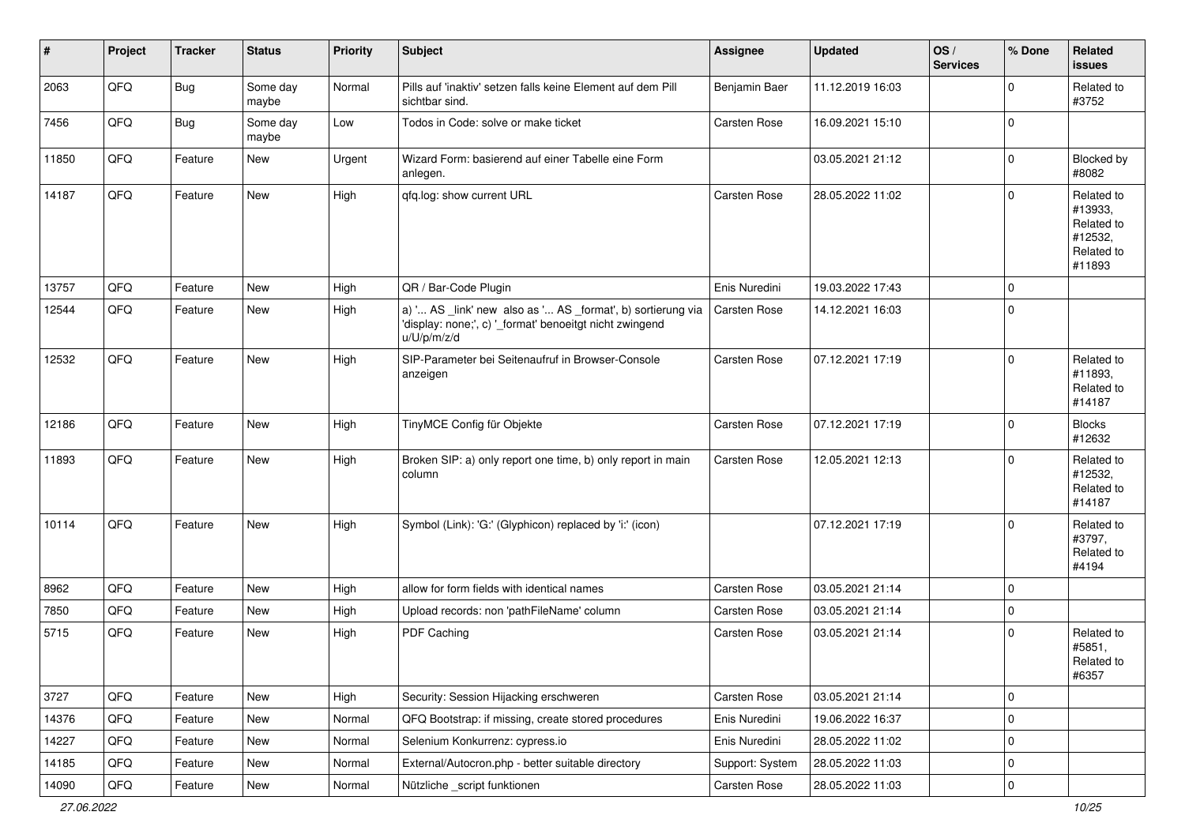| # | Project | Tracker | Status | Priority | Subject | Assignee | Updated | OS / Services | % Done | Related issues |
|---|---|---|---|---|---|---|---|---|---|---|
| 2063 | QFQ | Bug | Some day maybe | Normal | Pills auf 'inaktiv' setzen falls keine Element auf dem Pill sichtbar sind. | Benjamin Baer | 11.12.2019 16:03 | | 0 | Related to #3752 |
| 7456 | QFQ | Bug | Some day maybe | Low | Todos in Code: solve or make ticket | Carsten Rose | 16.09.2021 15:10 | | 0 | |
| 11850 | QFQ | Feature | New | Urgent | Wizard Form: basierend auf einer Tabelle eine Form anlegen. | | 03.05.2021 21:12 | | 0 | Blocked by #8082 |
| 14187 | QFQ | Feature | New | High | qfq.log: show current URL | Carsten Rose | 28.05.2022 11:02 | | 0 | Related to #13933, Related to #12532, Related to #11893 |
| 13757 | QFQ | Feature | New | High | QR / Bar-Code Plugin | Enis Nuredini | 19.03.2022 17:43 | | 0 | |
| 12544 | QFQ | Feature | New | High | a) '... AS _link' new also as '... AS _format', b) sortierung via 'display: none;', c) '_format' benoeitgt nicht zwingend u/U/p/m/z/d | Carsten Rose | 14.12.2021 16:03 | | 0 | |
| 12532 | QFQ | Feature | New | High | SIP-Parameter bei Seitenaufruf in Browser-Console anzeigen | Carsten Rose | 07.12.2021 17:19 | | 0 | Related to #11893, Related to #14187 |
| 12186 | QFQ | Feature | New | High | TinyMCE Config für Objekte | Carsten Rose | 07.12.2021 17:19 | | 0 | Blocks #12632 |
| 11893 | QFQ | Feature | New | High | Broken SIP: a) only report one time, b) only report in main column | Carsten Rose | 12.05.2021 12:13 | | 0 | Related to #12532, Related to #14187 |
| 10114 | QFQ | Feature | New | High | Symbol (Link): 'G:' (Glyphicon) replaced by 'i:' (icon) | | 07.12.2021 17:19 | | 0 | Related to #3797, Related to #4194 |
| 8962 | QFQ | Feature | New | High | allow for form fields with identical names | Carsten Rose | 03.05.2021 21:14 | | 0 | |
| 7850 | QFQ | Feature | New | High | Upload records: non 'pathFileName' column | Carsten Rose | 03.05.2021 21:14 | | 0 | |
| 5715 | QFQ | Feature | New | High | PDF Caching | Carsten Rose | 03.05.2021 21:14 | | 0 | Related to #5851, Related to #6357 |
| 3727 | QFQ | Feature | New | High | Security: Session Hijacking erschweren | Carsten Rose | 03.05.2021 21:14 | | 0 | |
| 14376 | QFQ | Feature | New | Normal | QFQ Bootstrap: if missing, create stored procedures | Enis Nuredini | 19.06.2022 16:37 | | 0 | |
| 14227 | QFQ | Feature | New | Normal | Selenium Konkurrenz: cypress.io | Enis Nuredini | 28.05.2022 11:02 | | 0 | |
| 14185 | QFQ | Feature | New | Normal | External/Autocron.php - better suitable directory | Support: System | 28.05.2022 11:03 | | 0 | |
| 14090 | QFQ | Feature | New | Normal | Nützliche _script funktionen | Carsten Rose | 28.05.2022 11:03 | | 0 | |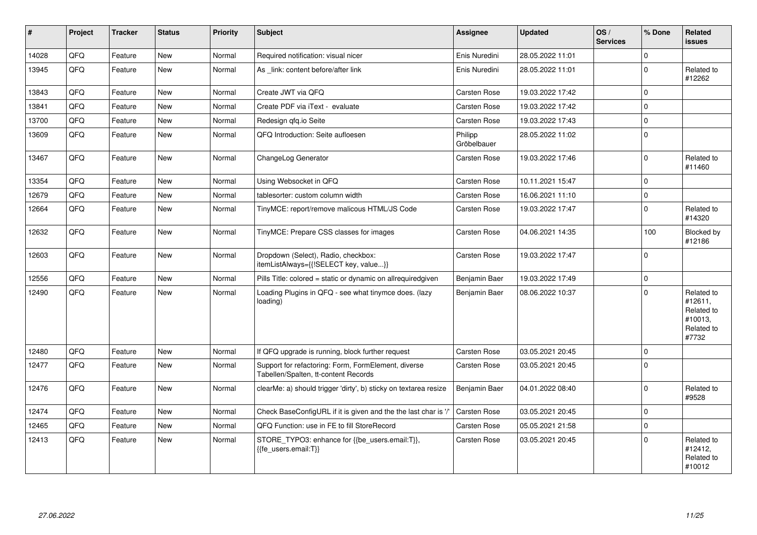| # | Project | Tracker | Status | Priority | Subject | Assignee | Updated | OS / Services | % Done | Related issues |
|---|---|---|---|---|---|---|---|---|---|---|
| 14028 | QFQ | Feature | New | Normal | Required notification: visual nicer | Enis Nuredini | 28.05.2022 11:01 | | 0 | |
| 13945 | QFQ | Feature | New | Normal | As _link: content before/after link | Enis Nuredini | 28.05.2022 11:01 | | 0 | Related to #12262 |
| 13843 | QFQ | Feature | New | Normal | Create JWT via QFQ | Carsten Rose | 19.03.2022 17:42 | | 0 | |
| 13841 | QFQ | Feature | New | Normal | Create PDF via iText - evaluate | Carsten Rose | 19.03.2022 17:42 | | 0 | |
| 13700 | QFQ | Feature | New | Normal | Redesign qfq.io Seite | Carsten Rose | 19.03.2022 17:43 | | 0 | |
| 13609 | QFQ | Feature | New | Normal | QFQ Introduction: Seite aufloesen | Philipp Gröbelbauer | 28.05.2022 11:02 | | 0 | |
| 13467 | QFQ | Feature | New | Normal | ChangeLog Generator | Carsten Rose | 19.03.2022 17:46 | | 0 | Related to #11460 |
| 13354 | QFQ | Feature | New | Normal | Using Websocket in QFQ | Carsten Rose | 10.11.2021 15:47 | | 0 | |
| 12679 | QFQ | Feature | New | Normal | tablesorter: custom column width | Carsten Rose | 16.06.2021 11:10 | | 0 | |
| 12664 | QFQ | Feature | New | Normal | TinyMCE: report/remove malicous HTML/JS Code | Carsten Rose | 19.03.2022 17:47 | | 0 | Related to #14320 |
| 12632 | QFQ | Feature | New | Normal | TinyMCE: Prepare CSS classes for images | Carsten Rose | 04.06.2021 14:35 | | 100 | Blocked by #12186 |
| 12603 | QFQ | Feature | New | Normal | Dropdown (Select), Radio, checkbox: itemListAlways={{!SELECT key, value...}} | Carsten Rose | 19.03.2022 17:47 | | 0 | |
| 12556 | QFQ | Feature | New | Normal | Pills Title: colored = static or dynamic on allrequiredgiven | Benjamin Baer | 19.03.2022 17:49 | | 0 | |
| 12490 | QFQ | Feature | New | Normal | Loading Plugins in QFQ - see what tinymce does. (lazy loading) | Benjamin Baer | 08.06.2022 10:37 | | 0 | Related to #12611, Related to #10013, Related to #7732 |
| 12480 | QFQ | Feature | New | Normal | If QFQ upgrade is running, block further request | Carsten Rose | 03.05.2021 20:45 | | 0 | |
| 12477 | QFQ | Feature | New | Normal | Support for refactoring: Form, FormElement, diverse Tabellen/Spalten, tt-content Records | Carsten Rose | 03.05.2021 20:45 | | 0 | |
| 12476 | QFQ | Feature | New | Normal | clearMe: a) should trigger 'dirty', b) sticky on textarea resize | Benjamin Baer | 04.01.2022 08:40 | | 0 | Related to #9528 |
| 12474 | QFQ | Feature | New | Normal | Check BaseConfigURL if it is given and the the last char is '/' | Carsten Rose | 03.05.2021 20:45 | | 0 | |
| 12465 | QFQ | Feature | New | Normal | QFQ Function: use in FE to fill StoreRecord | Carsten Rose | 05.05.2021 21:58 | | 0 | |
| 12413 | QFQ | Feature | New | Normal | STORE_TYPO3: enhance for {{be_users.email:T}}, {{fe_users.email:T}} | Carsten Rose | 03.05.2021 20:45 | | 0 | Related to #12412, Related to #10012 |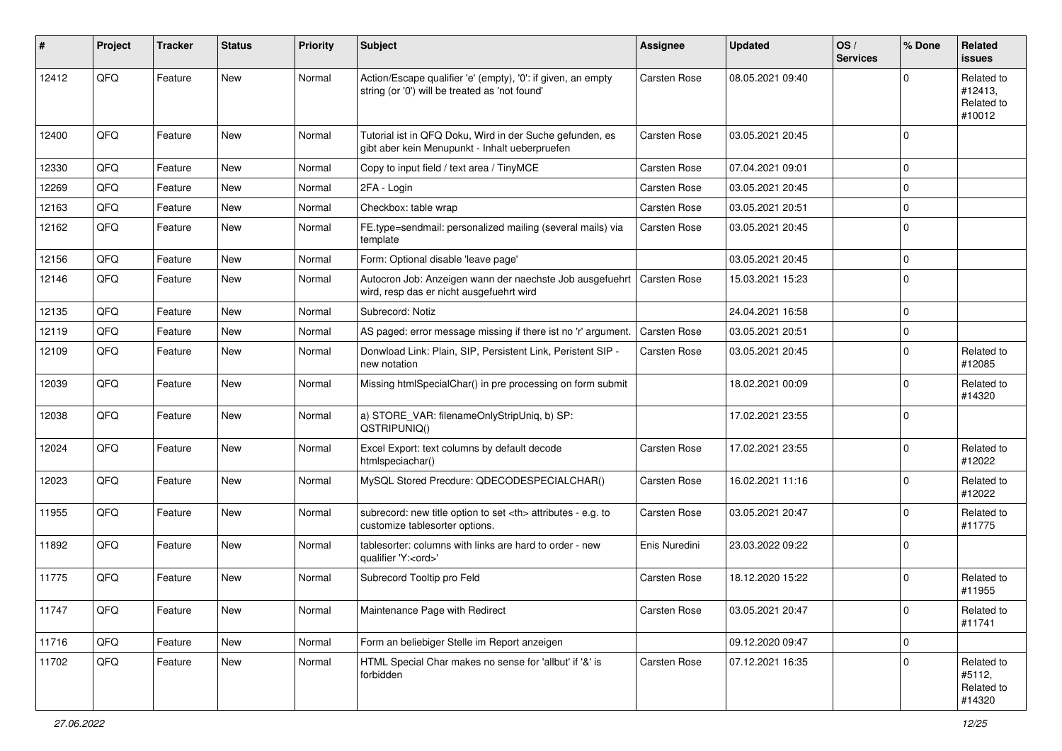| # | Project | Tracker | Status | Priority | Subject | Assignee | Updated | OS / Services | % Done | Related issues |
|---|---|---|---|---|---|---|---|---|---|---|
| 12412 | QFQ | Feature | New | Normal | Action/Escape qualifier 'e' (empty), '0': if given, an empty string (or '0') will be treated as 'not found' | Carsten Rose | 08.05.2021 09:40 | | 0 | Related to #12413, Related to #10012 |
| 12400 | QFQ | Feature | New | Normal | Tutorial ist in QFQ Doku, Wird in der Suche gefunden, es gibt aber kein Menupunkt - Inhalt ueberpruefen | Carsten Rose | 03.05.2021 20:45 | | 0 | |
| 12330 | QFQ | Feature | New | Normal | Copy to input field / text area / TinyMCE | Carsten Rose | 07.04.2021 09:01 | | 0 | |
| 12269 | QFQ | Feature | New | Normal | 2FA - Login | Carsten Rose | 03.05.2021 20:45 | | 0 | |
| 12163 | QFQ | Feature | New | Normal | Checkbox: table wrap | Carsten Rose | 03.05.2021 20:51 | | 0 | |
| 12162 | QFQ | Feature | New | Normal | FE.type=sendmail: personalized mailing (several mails) via template | Carsten Rose | 03.05.2021 20:45 | | 0 | |
| 12156 | QFQ | Feature | New | Normal | Form: Optional disable 'leave page' | | 03.05.2021 20:45 | | 0 | |
| 12146 | QFQ | Feature | New | Normal | Autocron Job: Anzeigen wann der naechste Job ausgefuehrt wird, resp das er nicht ausgefuehrt wird | Carsten Rose | 15.03.2021 15:23 | | 0 | |
| 12135 | QFQ | Feature | New | Normal | Subrecord: Notiz | | 24.04.2021 16:58 | | 0 | |
| 12119 | QFQ | Feature | New | Normal | AS paged: error message missing if there ist no 'r' argument. | Carsten Rose | 03.05.2021 20:51 | | 0 | |
| 12109 | QFQ | Feature | New | Normal | Donwload Link: Plain, SIP, Persistent Link, Peristent SIP - new notation | Carsten Rose | 03.05.2021 20:45 | | 0 | Related to #12085 |
| 12039 | QFQ | Feature | New | Normal | Missing htmlSpecialChar() in pre processing on form submit | | 18.02.2021 00:09 | | 0 | Related to #14320 |
| 12038 | QFQ | Feature | New | Normal | a) STORE_VAR: filenameOnlyStripUniq, b) SP: QSTRIPUNIQ() | | 17.02.2021 23:55 | | 0 | |
| 12024 | QFQ | Feature | New | Normal | Excel Export: text columns by default decode htmlspeciachar() | Carsten Rose | 17.02.2021 23:55 | | 0 | Related to #12022 |
| 12023 | QFQ | Feature | New | Normal | MySQL Stored Precdure: QDECODESPECIALCHAR() | Carsten Rose | 16.02.2021 11:16 | | 0 | Related to #12022 |
| 11955 | QFQ | Feature | New | Normal | subrecord: new title option to set <th> attributes - e.g. to customize tablesorter options. | Carsten Rose | 03.05.2021 20:47 | | 0 | Related to #11775 |
| 11892 | QFQ | Feature | New | Normal | tablesorter: columns with links are hard to order - new qualifier 'Y:<ord>' | Enis Nuredini | 23.03.2022 09:22 | | 0 | |
| 11775 | QFQ | Feature | New | Normal | Subrecord Tooltip pro Feld | Carsten Rose | 18.12.2020 15:22 | | 0 | Related to #11955 |
| 11747 | QFQ | Feature | New | Normal | Maintenance Page with Redirect | Carsten Rose | 03.05.2021 20:47 | | 0 | Related to #11741 |
| 11716 | QFQ | Feature | New | Normal | Form an beliebiger Stelle im Report anzeigen | | 09.12.2020 09:47 | | 0 | |
| 11702 | QFQ | Feature | New | Normal | HTML Special Char makes no sense for 'allbut' if '&' is forbidden | Carsten Rose | 07.12.2021 16:35 | | 0 | Related to #5112, Related to #14320 |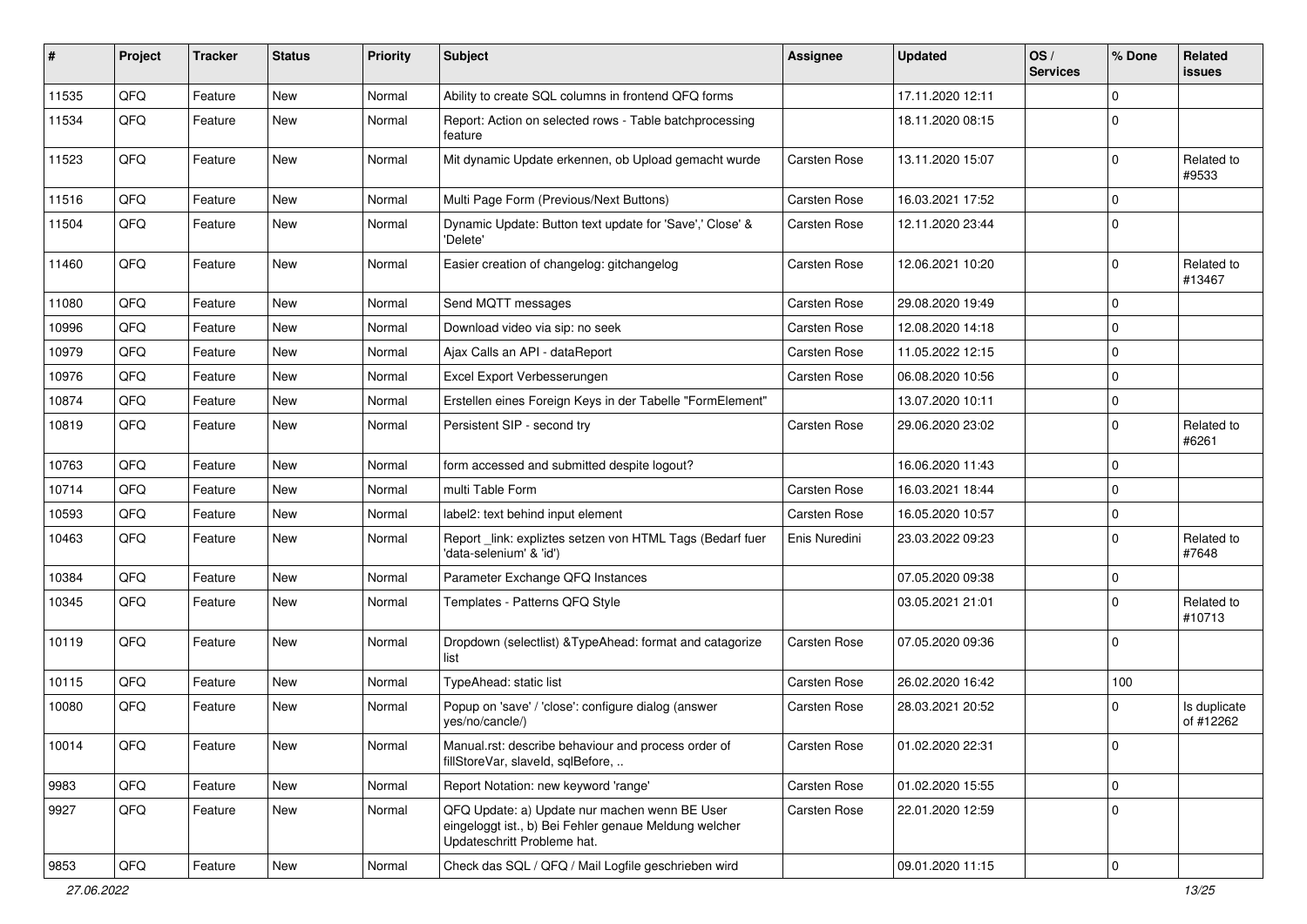| # | Project | Tracker | Status | Priority | Subject | Assignee | Updated | OS / Services | % Done | Related issues |
|---|---|---|---|---|---|---|---|---|---|---|
| 11535 | QFQ | Feature | New | Normal | Ability to create SQL columns in frontend QFQ forms | | 17.11.2020 12:11 | | 0 | |
| 11534 | QFQ | Feature | New | Normal | Report: Action on selected rows - Table batchprocessing feature | | 18.11.2020 08:15 | | 0 | |
| 11523 | QFQ | Feature | New | Normal | Mit dynamic Update erkennen, ob Upload gemacht wurde | Carsten Rose | 13.11.2020 15:07 | | 0 | Related to #9533 |
| 11516 | QFQ | Feature | New | Normal | Multi Page Form (Previous/Next Buttons) | Carsten Rose | 16.03.2021 17:52 | | 0 | |
| 11504 | QFQ | Feature | New | Normal | Dynamic Update: Button text update for 'Save',' Close' & 'Delete' | Carsten Rose | 12.11.2020 23:44 | | 0 | |
| 11460 | QFQ | Feature | New | Normal | Easier creation of changelog: gitchangelog | Carsten Rose | 12.06.2021 10:20 | | 0 | Related to #13467 |
| 11080 | QFQ | Feature | New | Normal | Send MQTT messages | Carsten Rose | 29.08.2020 19:49 | | 0 | |
| 10996 | QFQ | Feature | New | Normal | Download video via sip: no seek | Carsten Rose | 12.08.2020 14:18 | | 0 | |
| 10979 | QFQ | Feature | New | Normal | Ajax Calls an API - dataReport | Carsten Rose | 11.05.2022 12:15 | | 0 | |
| 10976 | QFQ | Feature | New | Normal | Excel Export Verbesserungen | Carsten Rose | 06.08.2020 10:56 | | 0 | |
| 10874 | QFQ | Feature | New | Normal | Erstellen eines Foreign Keys in der Tabelle "FormElement" | | 13.07.2020 10:11 | | 0 | |
| 10819 | QFQ | Feature | New | Normal | Persistent SIP - second try | Carsten Rose | 29.06.2020 23:02 | | 0 | Related to #6261 |
| 10763 | QFQ | Feature | New | Normal | form accessed and submitted despite logout? | | 16.06.2020 11:43 | | 0 | |
| 10714 | QFQ | Feature | New | Normal | multi Table Form | Carsten Rose | 16.03.2021 18:44 | | 0 | |
| 10593 | QFQ | Feature | New | Normal | label2: text behind input element | Carsten Rose | 16.05.2020 10:57 | | 0 | |
| 10463 | QFQ | Feature | New | Normal | Report _link: expliztes setzen von HTML Tags (Bedarf fuer 'data-selenium' & 'id') | Enis Nuredini | 23.03.2022 09:23 | | 0 | Related to #7648 |
| 10384 | QFQ | Feature | New | Normal | Parameter Exchange QFQ Instances | | 07.05.2020 09:38 | | 0 | |
| 10345 | QFQ | Feature | New | Normal | Templates - Patterns QFQ Style | | 03.05.2021 21:01 | | 0 | Related to #10713 |
| 10119 | QFQ | Feature | New | Normal | Dropdown (selectlist) &TypeAhead: format and catagorize list | Carsten Rose | 07.05.2020 09:36 | | 0 | |
| 10115 | QFQ | Feature | New | Normal | TypeAhead: static list | Carsten Rose | 26.02.2020 16:42 | | 100 | |
| 10080 | QFQ | Feature | New | Normal | Popup on 'save' / 'close': configure dialog (answer yes/no/cancle/) | Carsten Rose | 28.03.2021 20:52 | | 0 | Is duplicate of #12262 |
| 10014 | QFQ | Feature | New | Normal | Manual.rst: describe behaviour and process order of fillStoreVar, slaveId, sqlBefore, .. | Carsten Rose | 01.02.2020 22:31 | | 0 | |
| 9983 | QFQ | Feature | New | Normal | Report Notation: new keyword 'range' | Carsten Rose | 01.02.2020 15:55 | | 0 | |
| 9927 | QFQ | Feature | New | Normal | QFQ Update: a) Update nur machen wenn BE User eingeloggt ist., b) Bei Fehler genaue Meldung welcher Updateschritt Probleme hat. | Carsten Rose | 22.01.2020 12:59 | | 0 | |
| 9853 | QFQ | Feature | New | Normal | Check das SQL / QFQ / Mail Logfile geschrieben wird | | 09.01.2020 11:15 | | 0 | |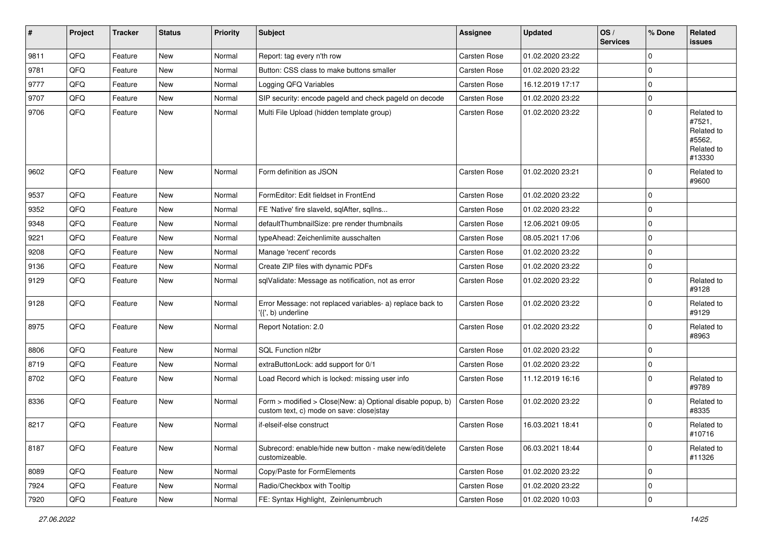| # | Project | Tracker | Status | Priority | Subject | Assignee | Updated | OS / Services | % Done | Related issues |
|---|---|---|---|---|---|---|---|---|---|---|
| 9811 | QFQ | Feature | New | Normal | Report: tag every n'th row | Carsten Rose | 01.02.2020 23:22 | | 0 | |
| 9781 | QFQ | Feature | New | Normal | Button: CSS class to make buttons smaller | Carsten Rose | 01.02.2020 23:22 | | 0 | |
| 9777 | QFQ | Feature | New | Normal | Logging QFQ Variables | Carsten Rose | 16.12.2019 17:17 | | 0 | |
| 9707 | QFQ | Feature | New | Normal | SIP security: encode pageId and check pageId on decode | Carsten Rose | 01.02.2020 23:22 | | 0 | |
| 9706 | QFQ | Feature | New | Normal | Multi File Upload (hidden template group) | Carsten Rose | 01.02.2020 23:22 | | 0 | Related to #7521, Related to #5562, Related to #13330 |
| 9602 | QFQ | Feature | New | Normal | Form definition as JSON | Carsten Rose | 01.02.2020 23:21 | | 0 | Related to #9600 |
| 9537 | QFQ | Feature | New | Normal | FormEditor: Edit fieldset in FrontEnd | Carsten Rose | 01.02.2020 23:22 | | 0 | |
| 9352 | QFQ | Feature | New | Normal | FE 'Native' fire slaveId, sqlAfter, sqlIns... | Carsten Rose | 01.02.2020 23:22 | | 0 | |
| 9348 | QFQ | Feature | New | Normal | defaultThumbnailSize: pre render thumbnails | Carsten Rose | 12.06.2021 09:05 | | 0 | |
| 9221 | QFQ | Feature | New | Normal | typeAhead: Zeichenlimite ausschalten | Carsten Rose | 08.05.2021 17:06 | | 0 | |
| 9208 | QFQ | Feature | New | Normal | Manage 'recent' records | Carsten Rose | 01.02.2020 23:22 | | 0 | |
| 9136 | QFQ | Feature | New | Normal | Create ZIP files with dynamic PDFs | Carsten Rose | 01.02.2020 23:22 | | 0 | |
| 9129 | QFQ | Feature | New | Normal | sqlValidate: Message as notification, not as error | Carsten Rose | 01.02.2020 23:22 | | 0 | Related to #9128 |
| 9128 | QFQ | Feature | New | Normal | Error Message: not replaced variables- a) replace back to '{{', b) underline | Carsten Rose | 01.02.2020 23:22 | | 0 | Related to #9129 |
| 8975 | QFQ | Feature | New | Normal | Report Notation: 2.0 | Carsten Rose | 01.02.2020 23:22 | | 0 | Related to #8963 |
| 8806 | QFQ | Feature | New | Normal | SQL Function nl2br | Carsten Rose | 01.02.2020 23:22 | | 0 | |
| 8719 | QFQ | Feature | New | Normal | extraButtonLock: add support for 0/1 | Carsten Rose | 01.02.2020 23:22 | | 0 | |
| 8702 | QFQ | Feature | New | Normal | Load Record which is locked: missing user info | Carsten Rose | 11.12.2019 16:16 | | 0 | Related to #9789 |
| 8336 | QFQ | Feature | New | Normal | Form > modified > Close\|New: a) Optional disable popup, b) custom text, c) mode on save: close\|stay | Carsten Rose | 01.02.2020 23:22 | | 0 | Related to #8335 |
| 8217 | QFQ | Feature | New | Normal | if-elseif-else construct | Carsten Rose | 16.03.2021 18:41 | | 0 | Related to #10716 |
| 8187 | QFQ | Feature | New | Normal | Subrecord: enable/hide new button - make new/edit/delete customizeable. | Carsten Rose | 06.03.2021 18:44 | | 0 | Related to #11326 |
| 8089 | QFQ | Feature | New | Normal | Copy/Paste for FormElements | Carsten Rose | 01.02.2020 23:22 | | 0 | |
| 7924 | QFQ | Feature | New | Normal | Radio/Checkbox with Tooltip | Carsten Rose | 01.02.2020 23:22 | | 0 | |
| 7920 | QFQ | Feature | New | Normal | FE: Syntax Highlight, Zeinlenumbruch | Carsten Rose | 01.02.2020 10:03 | | 0 | |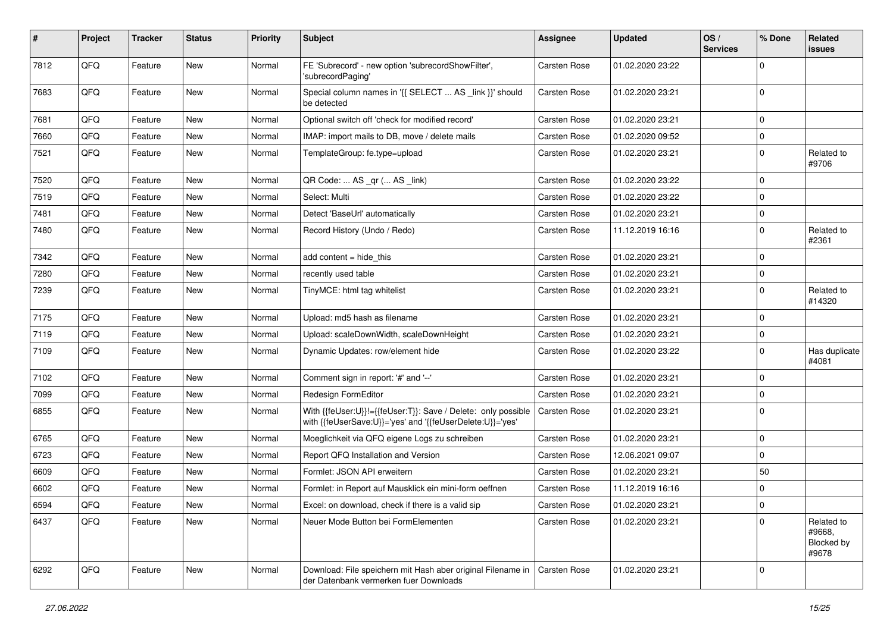| # | Project | Tracker | Status | Priority | Subject | Assignee | Updated | OS / Services | % Done | Related issues |
|---|---|---|---|---|---|---|---|---|---|---|
| 7812 | QFQ | Feature | New | Normal | FE 'Subrecord' - new option 'subrecordShowFilter', 'subrecordPaging' | Carsten Rose | 01.02.2020 23:22 | | 0 | |
| 7683 | QFQ | Feature | New | Normal | Special column names in '{{ SELECT ... AS _link }}' should be detected | Carsten Rose | 01.02.2020 23:21 | | 0 | |
| 7681 | QFQ | Feature | New | Normal | Optional switch off 'check for modified record' | Carsten Rose | 01.02.2020 23:21 | | 0 | |
| 7660 | QFQ | Feature | New | Normal | IMAP: import mails to DB, move / delete mails | Carsten Rose | 01.02.2020 09:52 | | 0 | |
| 7521 | QFQ | Feature | New | Normal | TemplateGroup: fe.type=upload | Carsten Rose | 01.02.2020 23:21 | | 0 | Related to #9706 |
| 7520 | QFQ | Feature | New | Normal | QR Code: ... AS _qr (... AS _link) | Carsten Rose | 01.02.2020 23:22 | | 0 | |
| 7519 | QFQ | Feature | New | Normal | Select: Multi | Carsten Rose | 01.02.2020 23:22 | | 0 | |
| 7481 | QFQ | Feature | New | Normal | Detect 'BaseUrl' automatically | Carsten Rose | 01.02.2020 23:21 | | 0 | |
| 7480 | QFQ | Feature | New | Normal | Record History (Undo / Redo) | Carsten Rose | 11.12.2019 16:16 | | 0 | Related to #2361 |
| 7342 | QFQ | Feature | New | Normal | add content = hide_this | Carsten Rose | 01.02.2020 23:21 | | 0 | |
| 7280 | QFQ | Feature | New | Normal | recently used table | Carsten Rose | 01.02.2020 23:21 | | 0 | |
| 7239 | QFQ | Feature | New | Normal | TinyMCE: html tag whitelist | Carsten Rose | 01.02.2020 23:21 | | 0 | Related to #14320 |
| 7175 | QFQ | Feature | New | Normal | Upload: md5 hash as filename | Carsten Rose | 01.02.2020 23:21 | | 0 | |
| 7119 | QFQ | Feature | New | Normal | Upload: scaleDownWidth, scaleDownHeight | Carsten Rose | 01.02.2020 23:21 | | 0 | |
| 7109 | QFQ | Feature | New | Normal | Dynamic Updates: row/element hide | Carsten Rose | 01.02.2020 23:22 | | 0 | Has duplicate #4081 |
| 7102 | QFQ | Feature | New | Normal | Comment sign in report: '#' and '--' | Carsten Rose | 01.02.2020 23:21 | | 0 | |
| 7099 | QFQ | Feature | New | Normal | Redesign FormEditor | Carsten Rose | 01.02.2020 23:21 | | 0 | |
| 6855 | QFQ | Feature | New | Normal | With {{feUser:U}}!={{feUser:T}}: Save / Delete: only possible with {{feUserSave:U}}='yes' and '{{feUserDelete:U}}='yes' | Carsten Rose | 01.02.2020 23:21 | | 0 | |
| 6765 | QFQ | Feature | New | Normal | Moeglichkeit via QFQ eigene Logs zu schreiben | Carsten Rose | 01.02.2020 23:21 | | 0 | |
| 6723 | QFQ | Feature | New | Normal | Report QFQ Installation and Version | Carsten Rose | 12.06.2021 09:07 | | 0 | |
| 6609 | QFQ | Feature | New | Normal | Formlet: JSON API erweitern | Carsten Rose | 01.02.2020 23:21 | | 50 | |
| 6602 | QFQ | Feature | New | Normal | Formlet: in Report auf Mausklick ein mini-form oeffnen | Carsten Rose | 11.12.2019 16:16 | | 0 | |
| 6594 | QFQ | Feature | New | Normal | Excel: on download, check if there is a valid sip | Carsten Rose | 01.02.2020 23:21 | | 0 | |
| 6437 | QFQ | Feature | New | Normal | Neuer Mode Button bei FormElementen | Carsten Rose | 01.02.2020 23:21 | | 0 | Related to #9668, Blocked by #9678 |
| 6292 | QFQ | Feature | New | Normal | Download: File speichern mit Hash aber original Filename in der Datenbank vermerken fuer Downloads | Carsten Rose | 01.02.2020 23:21 | | 0 | |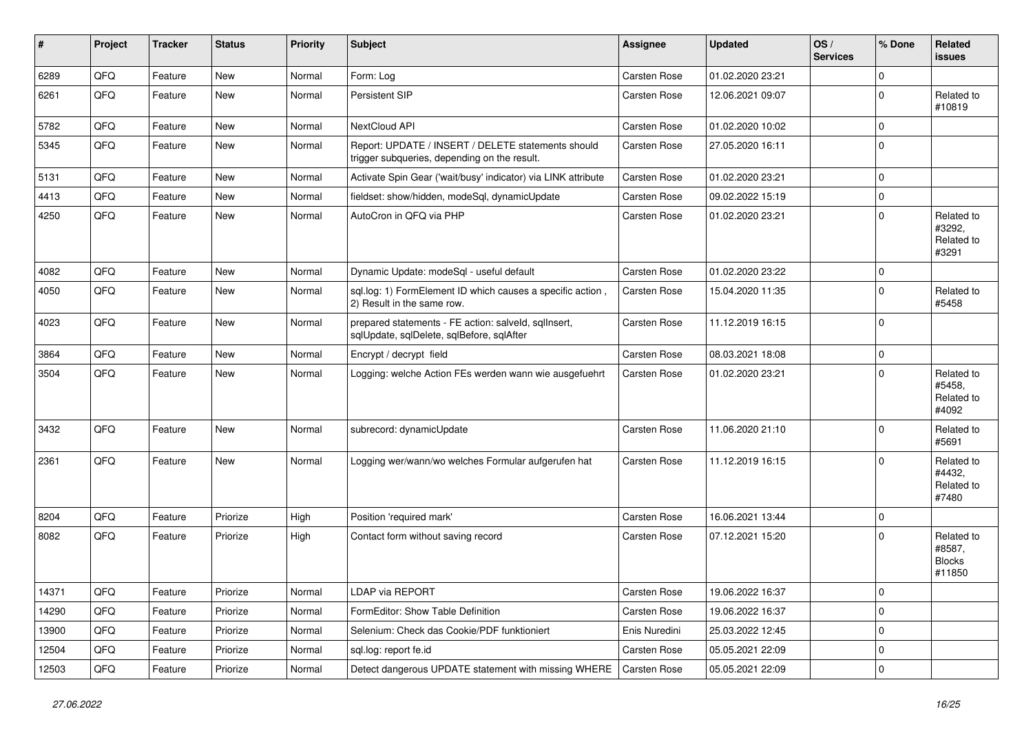| # | Project | Tracker | Status | Priority | Subject | Assignee | Updated | OS / Services | % Done | Related issues |
|---|---|---|---|---|---|---|---|---|---|---|
| 6289 | QFQ | Feature | New | Normal | Form: Log | Carsten Rose | 01.02.2020 23:21 | | 0 | |
| 6261 | QFQ | Feature | New | Normal | Persistent SIP | Carsten Rose | 12.06.2021 09:07 | | 0 | Related to #10819 |
| 5782 | QFQ | Feature | New | Normal | NextCloud API | Carsten Rose | 01.02.2020 10:02 | | 0 | |
| 5345 | QFQ | Feature | New | Normal | Report: UPDATE / INSERT / DELETE statements should trigger subqueries, depending on the result. | Carsten Rose | 27.05.2020 16:11 | | 0 | |
| 5131 | QFQ | Feature | New | Normal | Activate Spin Gear ('wait/busy' indicator) via LINK attribute | Carsten Rose | 01.02.2020 23:21 | | 0 | |
| 4413 | QFQ | Feature | New | Normal | fieldset: show/hidden, modeSql, dynamicUpdate | Carsten Rose | 09.02.2022 15:19 | | 0 | |
| 4250 | QFQ | Feature | New | Normal | AutoCron in QFQ via PHP | Carsten Rose | 01.02.2020 23:21 | | 0 | Related to #3292, Related to #3291 |
| 4082 | QFQ | Feature | New | Normal | Dynamic Update: modeSql - useful default | Carsten Rose | 01.02.2020 23:22 | | 0 | |
| 4050 | QFQ | Feature | New | Normal | sql.log: 1) FormElement ID which causes a specific action , 2) Result in the same row. | Carsten Rose | 15.04.2020 11:35 | | 0 | Related to #5458 |
| 4023 | QFQ | Feature | New | Normal | prepared statements - FE action: salveld, sqlInsert, sqlUpdate, sqlDelete, sqlBefore, sqlAfter | Carsten Rose | 11.12.2019 16:15 | | 0 | |
| 3864 | QFQ | Feature | New | Normal | Encrypt / decrypt field | Carsten Rose | 08.03.2021 18:08 | | 0 | |
| 3504 | QFQ | Feature | New | Normal | Logging: welche Action FEs werden wann wie ausgefuehrt | Carsten Rose | 01.02.2020 23:21 | | 0 | Related to #5458, Related to #4092 |
| 3432 | QFQ | Feature | New | Normal | subrecord: dynamicUpdate | Carsten Rose | 11.06.2020 21:10 | | 0 | Related to #5691 |
| 2361 | QFQ | Feature | New | Normal | Logging wer/wann/wo welches Formular aufgerufen hat | Carsten Rose | 11.12.2019 16:15 | | 0 | Related to #4432, Related to #7480 |
| 8204 | QFQ | Feature | Priorize | High | Position 'required mark' | Carsten Rose | 16.06.2021 13:44 | | 0 | |
| 8082 | QFQ | Feature | Priorize | High | Contact form without saving record | Carsten Rose | 07.12.2021 15:20 | | 0 | Related to #8587, Blocks #11850 |
| 14371 | QFQ | Feature | Priorize | Normal | LDAP via REPORT | Carsten Rose | 19.06.2022 16:37 | | 0 | |
| 14290 | QFQ | Feature | Priorize | Normal | FormEditor: Show Table Definition | Carsten Rose | 19.06.2022 16:37 | | 0 | |
| 13900 | QFQ | Feature | Priorize | Normal | Selenium: Check das Cookie/PDF funktioniert | Enis Nuredini | 25.03.2022 12:45 | | 0 | |
| 12504 | QFQ | Feature | Priorize | Normal | sql.log: report fe.id | Carsten Rose | 05.05.2021 22:09 | | 0 | |
| 12503 | QFQ | Feature | Priorize | Normal | Detect dangerous UPDATE statement with missing WHERE | Carsten Rose | 05.05.2021 22:09 | | 0 | |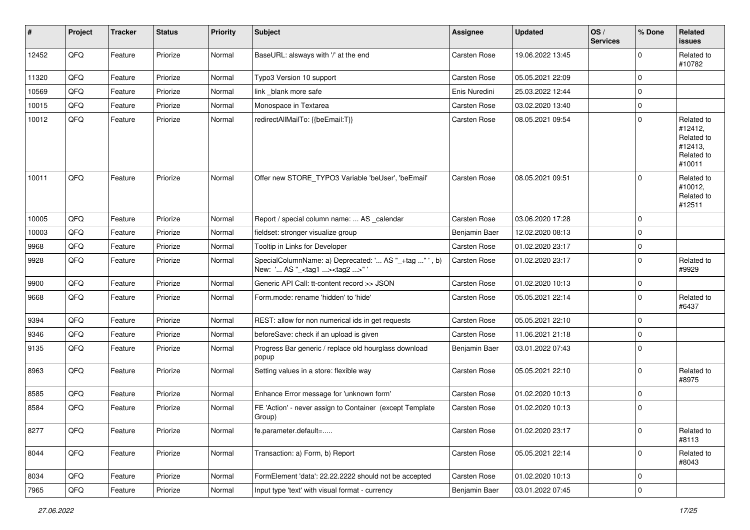| # | Project | Tracker | Status | Priority | Subject | Assignee | Updated | OS / Services | % Done | Related issues |
|---|---|---|---|---|---|---|---|---|---|---|
| 12452 | QFQ | Feature | Priorize | Normal | BaseURL: alsways with '/' at the end | Carsten Rose | 19.06.2022 13:45 | | 0 | Related to #10782 |
| 11320 | QFQ | Feature | Priorize | Normal | Typo3 Version 10 support | Carsten Rose | 05.05.2021 22:09 | | 0 | |
| 10569 | QFQ | Feature | Priorize | Normal | link _blank more safe | Enis Nuredini | 25.03.2022 12:44 | | 0 | |
| 10015 | QFQ | Feature | Priorize | Normal | Monospace in Textarea | Carsten Rose | 03.02.2020 13:40 | | 0 | |
| 10012 | QFQ | Feature | Priorize | Normal | redirectAllMailTo: {{beEmail:T}} | Carsten Rose | 08.05.2021 09:54 | | 0 | Related to #12412, Related to #12413, Related to #10011 |
| 10011 | QFQ | Feature | Priorize | Normal | Offer new STORE_TYPO3 Variable 'beUser', 'beEmail' | Carsten Rose | 08.05.2021 09:51 | | 0 | Related to #10012, Related to #12511 |
| 10005 | QFQ | Feature | Priorize | Normal | Report / special column name: ... AS _calendar | Carsten Rose | 03.06.2020 17:28 | | 0 | |
| 10003 | QFQ | Feature | Priorize | Normal | fieldset: stronger visualize group | Benjamin Baer | 12.02.2020 08:13 | | 0 | |
| 9968 | QFQ | Feature | Priorize | Normal | Tooltip in Links for Developer | Carsten Rose | 01.02.2020 23:17 | | 0 | |
| 9928 | QFQ | Feature | Priorize | Normal | SpecialColumnName: a) Deprecated: '... AS "_+tag ..." ', b) New: '... AS "_<tag1 ...><tag2 ...>" ' | Carsten Rose | 01.02.2020 23:17 | | 0 | Related to #9929 |
| 9900 | QFQ | Feature | Priorize | Normal | Generic API Call: tt-content record >> JSON | Carsten Rose | 01.02.2020 10:13 | | 0 | |
| 9668 | QFQ | Feature | Priorize | Normal | Form.mode: rename 'hidden' to 'hide' | Carsten Rose | 05.05.2021 22:14 | | 0 | Related to #6437 |
| 9394 | QFQ | Feature | Priorize | Normal | REST: allow for non numerical ids in get requests | Carsten Rose | 05.05.2021 22:10 | | 0 | |
| 9346 | QFQ | Feature | Priorize | Normal | beforeSave: check if an upload is given | Carsten Rose | 11.06.2021 21:18 | | 0 | |
| 9135 | QFQ | Feature | Priorize | Normal | Progress Bar generic / replace old hourglass download popup | Benjamin Baer | 03.01.2022 07:43 | | 0 | |
| 8963 | QFQ | Feature | Priorize | Normal | Setting values in a store: flexible way | Carsten Rose | 05.05.2021 22:10 | | 0 | Related to #8975 |
| 8585 | QFQ | Feature | Priorize | Normal | Enhance Error message for 'unknown form' | Carsten Rose | 01.02.2020 10:13 | | 0 | |
| 8584 | QFQ | Feature | Priorize | Normal | FE 'Action' - never assign to Container (except Template Group) | Carsten Rose | 01.02.2020 10:13 | | 0 | |
| 8277 | QFQ | Feature | Priorize | Normal | fe.parameter.default=..... | Carsten Rose | 01.02.2020 23:17 | | 0 | Related to #8113 |
| 8044 | QFQ | Feature | Priorize | Normal | Transaction: a) Form, b) Report | Carsten Rose | 05.05.2021 22:14 | | 0 | Related to #8043 |
| 8034 | QFQ | Feature | Priorize | Normal | FormElement 'data': 22.22.2222 should not be accepted | Carsten Rose | 01.02.2020 10:13 | | 0 | |
| 7965 | QFQ | Feature | Priorize | Normal | Input type 'text' with visual format - currency | Benjamin Baer | 03.01.2022 07:45 | | 0 | |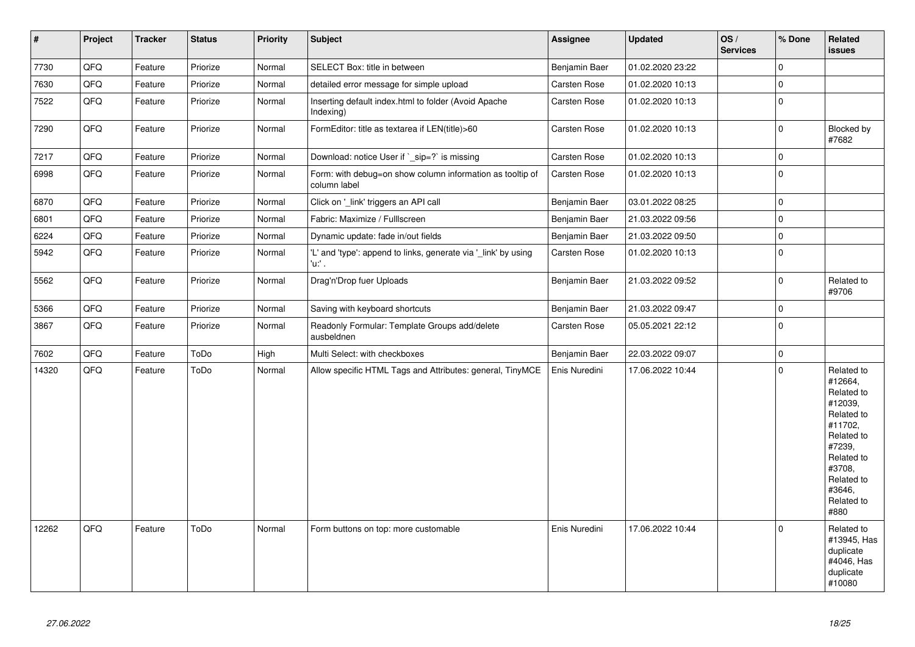| # | Project | Tracker | Status | Priority | Subject | Assignee | Updated | OS / Services | % Done | Related issues |
|---|---|---|---|---|---|---|---|---|---|---|
| 7730 | QFQ | Feature | Priorize | Normal | SELECT Box: title in between | Benjamin Baer | 01.02.2020 23:22 | | 0 | |
| 7630 | QFQ | Feature | Priorize | Normal | detailed error message for simple upload | Carsten Rose | 01.02.2020 10:13 | | 0 | |
| 7522 | QFQ | Feature | Priorize | Normal | Inserting default index.html to folder (Avoid Apache Indexing) | Carsten Rose | 01.02.2020 10:13 | | 0 | |
| 7290 | QFQ | Feature | Priorize | Normal | FormEditor: title as textarea if LEN(title)>60 | Carsten Rose | 01.02.2020 10:13 | | 0 | Blocked by #7682 |
| 7217 | QFQ | Feature | Priorize | Normal | Download: notice User if `_sip=?` is missing | Carsten Rose | 01.02.2020 10:13 | | 0 | |
| 6998 | QFQ | Feature | Priorize | Normal | Form: with debug=on show column information as tooltip of column label | Carsten Rose | 01.02.2020 10:13 | | 0 | |
| 6870 | QFQ | Feature | Priorize | Normal | Click on '_link' triggers an API call | Benjamin Baer | 03.01.2022 08:25 | | 0 | |
| 6801 | QFQ | Feature | Priorize | Normal | Fabric: Maximize / Fulllscreen | Benjamin Baer | 21.03.2022 09:56 | | 0 | |
| 6224 | QFQ | Feature | Priorize | Normal | Dynamic update: fade in/out fields | Benjamin Baer | 21.03.2022 09:50 | | 0 | |
| 5942 | QFQ | Feature | Priorize | Normal | 'L' and 'type': append to links, generate via '_link' by using 'u:' . | Carsten Rose | 01.02.2020 10:13 | | 0 | |
| 5562 | QFQ | Feature | Priorize | Normal | Drag'n'Drop fuer Uploads | Benjamin Baer | 21.03.2022 09:52 | | 0 | Related to #9706 |
| 5366 | QFQ | Feature | Priorize | Normal | Saving with keyboard shortcuts | Benjamin Baer | 21.03.2022 09:47 | | 0 | |
| 3867 | QFQ | Feature | Priorize | Normal | Readonly Formular: Template Groups add/delete ausbeldnen | Carsten Rose | 05.05.2021 22:12 | | 0 | |
| 7602 | QFQ | Feature | ToDo | High | Multi Select: with checkboxes | Benjamin Baer | 22.03.2022 09:07 | | 0 | |
| 14320 | QFQ | Feature | ToDo | Normal | Allow specific HTML Tags and Attributes: general, TinyMCE | Enis Nuredini | 17.06.2022 10:44 | | 0 | Related to #12664, Related to #12039, Related to #11702, Related to #7239, Related to #3708, Related to #3646, Related to #880 |
| 12262 | QFQ | Feature | ToDo | Normal | Form buttons on top: more customable | Enis Nuredini | 17.06.2022 10:44 | | 0 | Related to #13945, Has duplicate #4046, Has duplicate #10080 |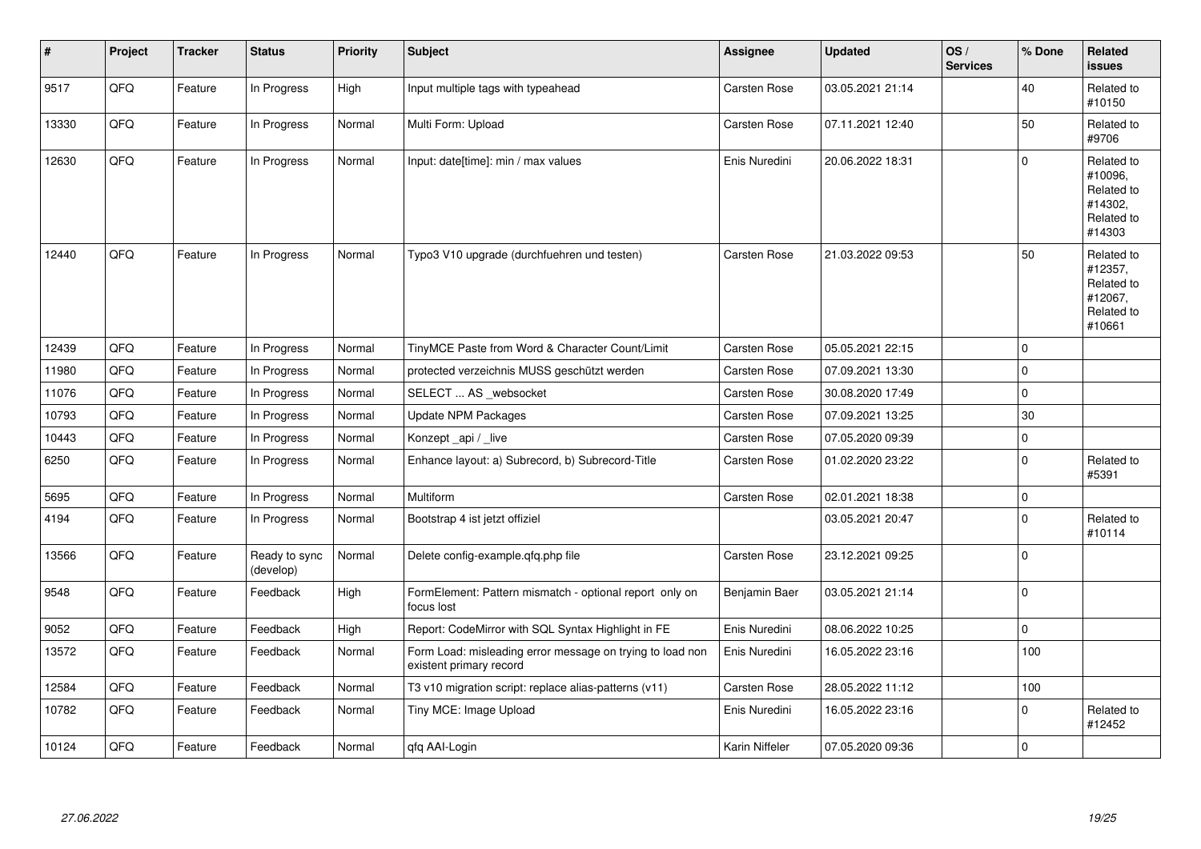| # | Project | Tracker | Status | Priority | Subject | Assignee | Updated | OS / Services | % Done | Related issues |
|---|---|---|---|---|---|---|---|---|---|---|
| 9517 | QFQ | Feature | In Progress | High | Input multiple tags with typeahead | Carsten Rose | 03.05.2021 21:14 | | 40 | Related to #10150 |
| 13330 | QFQ | Feature | In Progress | Normal | Multi Form: Upload | Carsten Rose | 07.11.2021 12:40 | | 50 | Related to #9706 |
| 12630 | QFQ | Feature | In Progress | Normal | Input: date[time]: min / max values | Enis Nuredini | 20.06.2022 18:31 | | 0 | Related to #10096, Related to #14302, Related to #14303 |
| 12440 | QFQ | Feature | In Progress | Normal | Typo3 V10 upgrade (durchfuehren und testen) | Carsten Rose | 21.03.2022 09:53 | | 50 | Related to #12357, Related to #12067, Related to #10661 |
| 12439 | QFQ | Feature | In Progress | Normal | TinyMCE Paste from Word & Character Count/Limit | Carsten Rose | 05.05.2021 22:15 | | 0 | |
| 11980 | QFQ | Feature | In Progress | Normal | protected verzeichnis MUSS geschützt werden | Carsten Rose | 07.09.2021 13:30 | | 0 | |
| 11076 | QFQ | Feature | In Progress | Normal | SELECT ... AS _websocket | Carsten Rose | 30.08.2020 17:49 | | 0 | |
| 10793 | QFQ | Feature | In Progress | Normal | Update NPM Packages | Carsten Rose | 07.09.2021 13:25 | | 30 | |
| 10443 | QFQ | Feature | In Progress | Normal | Konzept _api / _live | Carsten Rose | 07.05.2020 09:39 | | 0 | |
| 6250 | QFQ | Feature | In Progress | Normal | Enhance layout: a) Subrecord, b) Subrecord-Title | Carsten Rose | 01.02.2020 23:22 | | 0 | Related to #5391 |
| 5695 | QFQ | Feature | In Progress | Normal | Multiform | Carsten Rose | 02.01.2021 18:38 | | 0 | |
| 4194 | QFQ | Feature | In Progress | Normal | Bootstrap 4 ist jetzt offiziel | | 03.05.2021 20:47 | | 0 | Related to #10114 |
| 13566 | QFQ | Feature | Ready to sync (develop) | Normal | Delete config-example.qfq.php file | Carsten Rose | 23.12.2021 09:25 | | 0 | |
| 9548 | QFQ | Feature | Feedback | High | FormElement: Pattern mismatch - optional report only on focus lost | Benjamin Baer | 03.05.2021 21:14 | | 0 | |
| 9052 | QFQ | Feature | Feedback | High | Report: CodeMirror with SQL Syntax Highlight in FE | Enis Nuredini | 08.06.2022 10:25 | | 0 | |
| 13572 | QFQ | Feature | Feedback | Normal | Form Load: misleading error message on trying to load non existent primary record | Enis Nuredini | 16.05.2022 23:16 | | 100 | |
| 12584 | QFQ | Feature | Feedback | Normal | T3 v10 migration script: replace alias-patterns (v11) | Carsten Rose | 28.05.2022 11:12 | | 100 | |
| 10782 | QFQ | Feature | Feedback | Normal | Tiny MCE: Image Upload | Enis Nuredini | 16.05.2022 23:16 | | 0 | Related to #12452 |
| 10124 | QFQ | Feature | Feedback | Normal | qfq AAI-Login | Karin Niffeler | 07.05.2020 09:36 | | 0 | |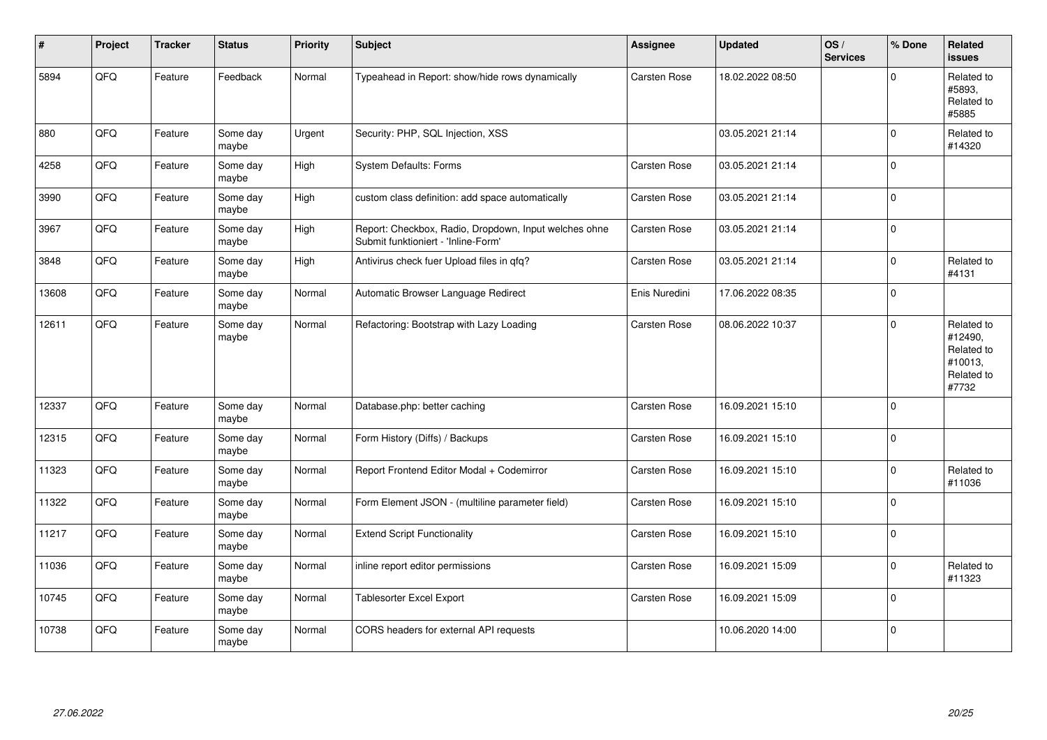| # | Project | Tracker | Status | Priority | Subject | Assignee | Updated | OS / Services | % Done | Related issues |
|---|---|---|---|---|---|---|---|---|---|---|
| 5894 | QFQ | Feature | Feedback | Normal | Typeahead in Report: show/hide rows dynamically | Carsten Rose | 18.02.2022 08:50 | | 0 | Related to #5893, Related to #5885 |
| 880 | QFQ | Feature | Some day maybe | Urgent | Security: PHP, SQL Injection, XSS | | 03.05.2021 21:14 | | 0 | Related to #14320 |
| 4258 | QFQ | Feature | Some day maybe | High | System Defaults: Forms | Carsten Rose | 03.05.2021 21:14 | | 0 | |
| 3990 | QFQ | Feature | Some day maybe | High | custom class definition: add space automatically | Carsten Rose | 03.05.2021 21:14 | | 0 | |
| 3967 | QFQ | Feature | Some day maybe | High | Report: Checkbox, Radio, Dropdown, Input welches ohne Submit funktioniert - 'Inline-Form' | Carsten Rose | 03.05.2021 21:14 | | 0 | |
| 3848 | QFQ | Feature | Some day maybe | High | Antivirus check fuer Upload files in qfq? | Carsten Rose | 03.05.2021 21:14 | | 0 | Related to #4131 |
| 13608 | QFQ | Feature | Some day maybe | Normal | Automatic Browser Language Redirect | Enis Nuredini | 17.06.2022 08:35 | | 0 | |
| 12611 | QFQ | Feature | Some day maybe | Normal | Refactoring: Bootstrap with Lazy Loading | Carsten Rose | 08.06.2022 10:37 | | 0 | Related to #12490, Related to #10013, Related to #7732 |
| 12337 | QFQ | Feature | Some day maybe | Normal | Database.php: better caching | Carsten Rose | 16.09.2021 15:10 | | 0 | |
| 12315 | QFQ | Feature | Some day maybe | Normal | Form History (Diffs) / Backups | Carsten Rose | 16.09.2021 15:10 | | 0 | |
| 11323 | QFQ | Feature | Some day maybe | Normal | Report Frontend Editor Modal + Codemirror | Carsten Rose | 16.09.2021 15:10 | | 0 | Related to #11036 |
| 11322 | QFQ | Feature | Some day maybe | Normal | Form Element JSON - (multiline parameter field) | Carsten Rose | 16.09.2021 15:10 | | 0 | |
| 11217 | QFQ | Feature | Some day maybe | Normal | Extend Script Functionality | Carsten Rose | 16.09.2021 15:10 | | 0 | |
| 11036 | QFQ | Feature | Some day maybe | Normal | inline report editor permissions | Carsten Rose | 16.09.2021 15:09 | | 0 | Related to #11323 |
| 10745 | QFQ | Feature | Some day maybe | Normal | Tablesorter Excel Export | Carsten Rose | 16.09.2021 15:09 | | 0 | |
| 10738 | QFQ | Feature | Some day maybe | Normal | CORS headers for external API requests | | 10.06.2020 14:00 | | 0 | |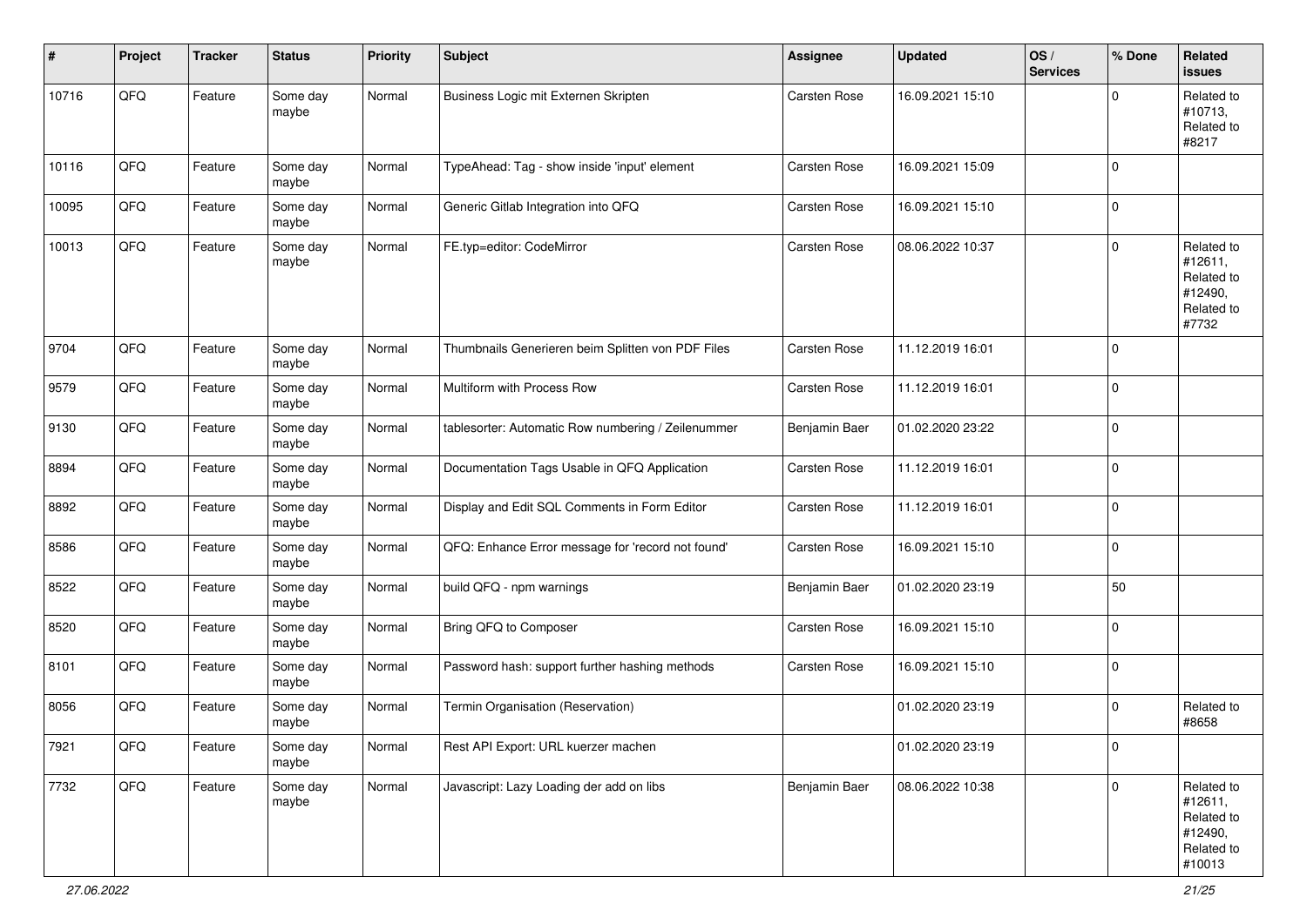| # | Project | Tracker | Status | Priority | Subject | Assignee | Updated | OS / Services | % Done | Related issues |
|---|---|---|---|---|---|---|---|---|---|---|
| 10716 | QFQ | Feature | Some day maybe | Normal | Business Logic mit Externen Skripten | Carsten Rose | 16.09.2021 15:10 | | 0 | Related to #10713, Related to #8217 |
| 10116 | QFQ | Feature | Some day maybe | Normal | TypeAhead: Tag - show inside 'input' element | Carsten Rose | 16.09.2021 15:09 | | 0 | |
| 10095 | QFQ | Feature | Some day maybe | Normal | Generic Gitlab Integration into QFQ | Carsten Rose | 16.09.2021 15:10 | | 0 | |
| 10013 | QFQ | Feature | Some day maybe | Normal | FE.typ=editor: CodeMirror | Carsten Rose | 08.06.2022 10:37 | | 0 | Related to #12611, Related to #12490, Related to #7732 |
| 9704 | QFQ | Feature | Some day maybe | Normal | Thumbnails Generieren beim Splitten von PDF Files | Carsten Rose | 11.12.2019 16:01 | | 0 | |
| 9579 | QFQ | Feature | Some day maybe | Normal | Multiform with Process Row | Carsten Rose | 11.12.2019 16:01 | | 0 | |
| 9130 | QFQ | Feature | Some day maybe | Normal | tablesorter: Automatic Row numbering / Zeilenummer | Benjamin Baer | 01.02.2020 23:22 | | 0 | |
| 8894 | QFQ | Feature | Some day maybe | Normal | Documentation Tags Usable in QFQ Application | Carsten Rose | 11.12.2019 16:01 | | 0 | |
| 8892 | QFQ | Feature | Some day maybe | Normal | Display and Edit SQL Comments in Form Editor | Carsten Rose | 11.12.2019 16:01 | | 0 | |
| 8586 | QFQ | Feature | Some day maybe | Normal | QFQ: Enhance Error message for 'record not found' | Carsten Rose | 16.09.2021 15:10 | | 0 | |
| 8522 | QFQ | Feature | Some day maybe | Normal | build QFQ - npm warnings | Benjamin Baer | 01.02.2020 23:19 | | 50 | |
| 8520 | QFQ | Feature | Some day maybe | Normal | Bring QFQ to Composer | Carsten Rose | 16.09.2021 15:10 | | 0 | |
| 8101 | QFQ | Feature | Some day maybe | Normal | Password hash: support further hashing methods | Carsten Rose | 16.09.2021 15:10 | | 0 | |
| 8056 | QFQ | Feature | Some day maybe | Normal | Termin Organisation (Reservation) | | 01.02.2020 23:19 | | 0 | Related to #8658 |
| 7921 | QFQ | Feature | Some day maybe | Normal | Rest API Export: URL kuerzer machen | | 01.02.2020 23:19 | | 0 | |
| 7732 | QFQ | Feature | Some day maybe | Normal | Javascript: Lazy Loading der add on libs | Benjamin Baer | 08.06.2022 10:38 | | 0 | Related to #12611, Related to #12490, Related to #10013 |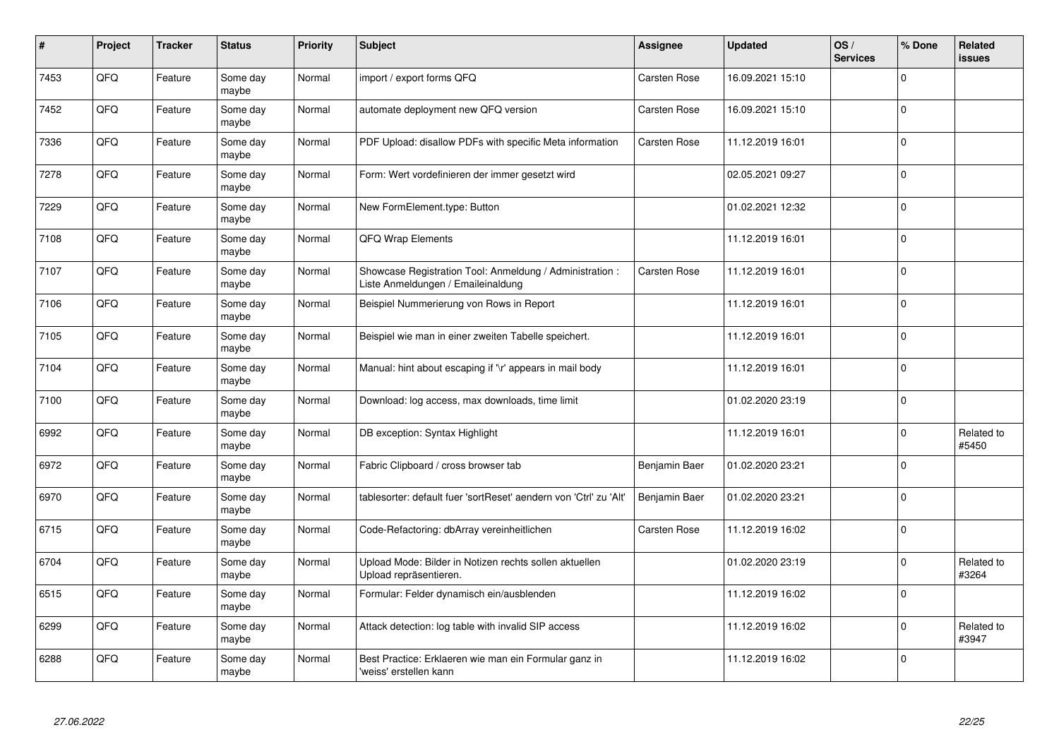| # | Project | Tracker | Status | Priority | Subject | Assignee | Updated | OS / Services | % Done | Related issues |
|---|---|---|---|---|---|---|---|---|---|---|
| 7453 | QFQ | Feature | Some day maybe | Normal | import / export forms QFQ | Carsten Rose | 16.09.2021 15:10 | | 0 | |
| 7452 | QFQ | Feature | Some day maybe | Normal | automate deployment new QFQ version | Carsten Rose | 16.09.2021 15:10 | | 0 | |
| 7336 | QFQ | Feature | Some day maybe | Normal | PDF Upload: disallow PDFs with specific Meta information | Carsten Rose | 11.12.2019 16:01 | | 0 | |
| 7278 | QFQ | Feature | Some day maybe | Normal | Form: Wert vordefinieren der immer gesetzt wird | | 02.05.2021 09:27 | | 0 | |
| 7229 | QFQ | Feature | Some day maybe | Normal | New FormElement.type: Button | | 01.02.2021 12:32 | | 0 | |
| 7108 | QFQ | Feature | Some day maybe | Normal | QFQ Wrap Elements | | 11.12.2019 16:01 | | 0 | |
| 7107 | QFQ | Feature | Some day maybe | Normal | Showcase Registration Tool: Anmeldung / Administration : Liste Anmeldungen / Emaileinaldung | Carsten Rose | 11.12.2019 16:01 | | 0 | |
| 7106 | QFQ | Feature | Some day maybe | Normal | Beispiel Nummerierung von Rows in Report | | 11.12.2019 16:01 | | 0 | |
| 7105 | QFQ | Feature | Some day maybe | Normal | Beispiel wie man in einer zweiten Tabelle speichert. | | 11.12.2019 16:01 | | 0 | |
| 7104 | QFQ | Feature | Some day maybe | Normal | Manual: hint about escaping if '\r' appears in mail body | | 11.12.2019 16:01 | | 0 | |
| 7100 | QFQ | Feature | Some day maybe | Normal | Download: log access, max downloads, time limit | | 01.02.2020 23:19 | | 0 | |
| 6992 | QFQ | Feature | Some day maybe | Normal | DB exception: Syntax Highlight | | 11.12.2019 16:01 | | 0 | Related to #5450 |
| 6972 | QFQ | Feature | Some day maybe | Normal | Fabric Clipboard / cross browser tab | Benjamin Baer | 01.02.2020 23:21 | | 0 | |
| 6970 | QFQ | Feature | Some day maybe | Normal | tablesorter: default fuer 'sortReset' aendern von 'Ctrl' zu 'Alt' | Benjamin Baer | 01.02.2020 23:21 | | 0 | |
| 6715 | QFQ | Feature | Some day maybe | Normal | Code-Refactoring: dbArray vereinheitlichen | Carsten Rose | 11.12.2019 16:02 | | 0 | |
| 6704 | QFQ | Feature | Some day maybe | Normal | Upload Mode: Bilder in Notizen rechts sollen aktuellen Upload repräsentieren. | | 01.02.2020 23:19 | | 0 | Related to #3264 |
| 6515 | QFQ | Feature | Some day maybe | Normal | Formular: Felder dynamisch ein/ausblenden | | 11.12.2019 16:02 | | 0 | |
| 6299 | QFQ | Feature | Some day maybe | Normal | Attack detection: log table with invalid SIP access | | 11.12.2019 16:02 | | 0 | Related to #3947 |
| 6288 | QFQ | Feature | Some day maybe | Normal | Best Practice: Erklaeren wie man ein Formular ganz in 'weiss' erstellen kann | | 11.12.2019 16:02 | | 0 | |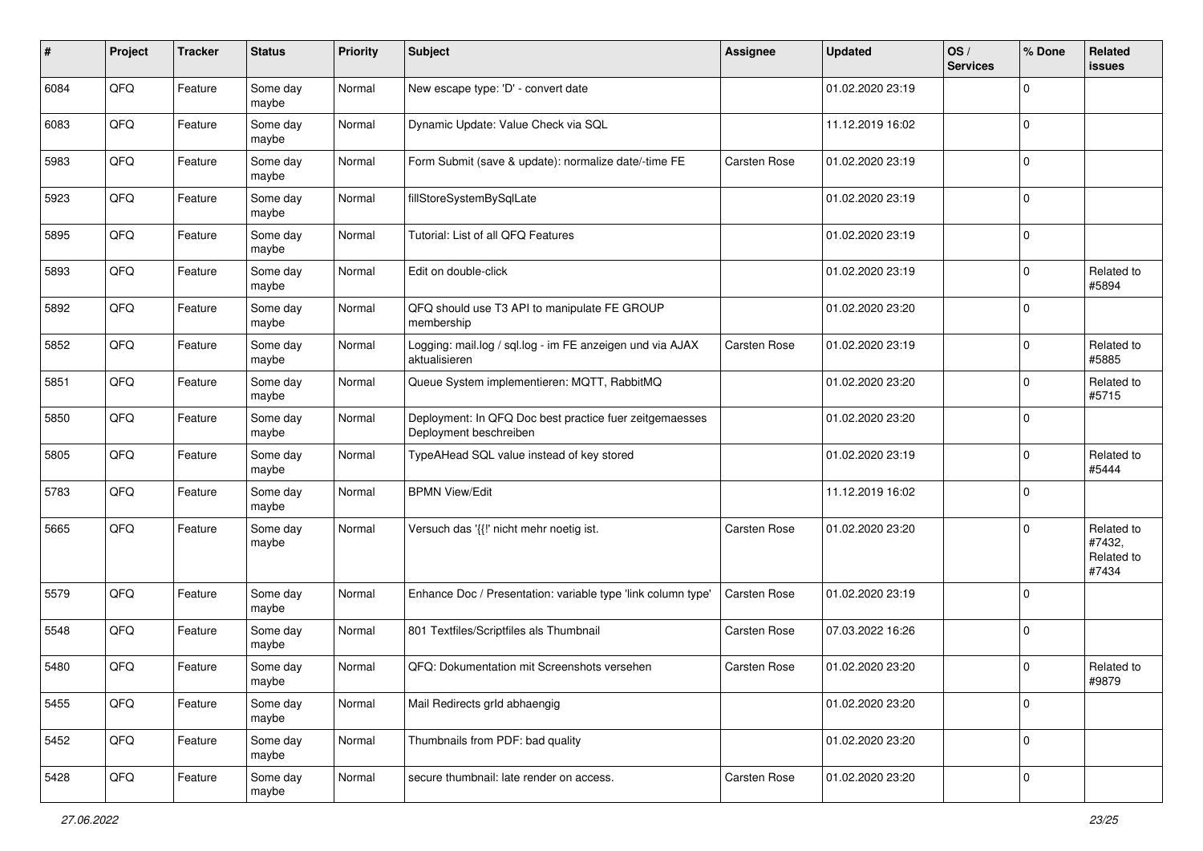| # | Project | Tracker | Status | Priority | Subject | Assignee | Updated | OS / Services | % Done | Related issues |
|---|---|---|---|---|---|---|---|---|---|---|
| 6084 | QFQ | Feature | Some day maybe | Normal | New escape type: 'D' - convert date | | 01.02.2020 23:19 | | 0 | |
| 6083 | QFQ | Feature | Some day maybe | Normal | Dynamic Update: Value Check via SQL | | 11.12.2019 16:02 | | 0 | |
| 5983 | QFQ | Feature | Some day maybe | Normal | Form Submit (save & update): normalize date/-time FE | Carsten Rose | 01.02.2020 23:19 | | 0 | |
| 5923 | QFQ | Feature | Some day maybe | Normal | fillStoreSystemBySqlLate | | 01.02.2020 23:19 | | 0 | |
| 5895 | QFQ | Feature | Some day maybe | Normal | Tutorial: List of all QFQ Features | | 01.02.2020 23:19 | | 0 | |
| 5893 | QFQ | Feature | Some day maybe | Normal | Edit on double-click | | 01.02.2020 23:19 | | 0 | Related to #5894 |
| 5892 | QFQ | Feature | Some day maybe | Normal | QFQ should use T3 API to manipulate FE GROUP membership | | 01.02.2020 23:20 | | 0 | |
| 5852 | QFQ | Feature | Some day maybe | Normal | Logging: mail.log / sql.log - im FE anzeigen und via AJAX aktualisieren | Carsten Rose | 01.02.2020 23:19 | | 0 | Related to #5885 |
| 5851 | QFQ | Feature | Some day maybe | Normal | Queue System implementieren: MQTT, RabbitMQ | | 01.02.2020 23:20 | | 0 | Related to #5715 |
| 5850 | QFQ | Feature | Some day maybe | Normal | Deployment: In QFQ Doc best practice fuer zeitgemaesses Deployment beschreiben | | 01.02.2020 23:20 | | 0 | |
| 5805 | QFQ | Feature | Some day maybe | Normal | TypeAHead SQL value instead of key stored | | 01.02.2020 23:19 | | 0 | Related to #5444 |
| 5783 | QFQ | Feature | Some day maybe | Normal | BPMN View/Edit | | 11.12.2019 16:02 | | 0 | |
| 5665 | QFQ | Feature | Some day maybe | Normal | Versuch das '{{!' nicht mehr noetig ist. | Carsten Rose | 01.02.2020 23:20 | | 0 | Related to #7432, Related to #7434 |
| 5579 | QFQ | Feature | Some day maybe | Normal | Enhance Doc / Presentation: variable type 'link column type' | Carsten Rose | 01.02.2020 23:19 | | 0 | |
| 5548 | QFQ | Feature | Some day maybe | Normal | 801 Textfiles/Scriptfiles als Thumbnail | Carsten Rose | 07.03.2022 16:26 | | 0 | |
| 5480 | QFQ | Feature | Some day maybe | Normal | QFQ: Dokumentation mit Screenshots versehen | Carsten Rose | 01.02.2020 23:20 | | 0 | Related to #9879 |
| 5455 | QFQ | Feature | Some day maybe | Normal | Mail Redirects grId abhaengig | | 01.02.2020 23:20 | | 0 | |
| 5452 | QFQ | Feature | Some day maybe | Normal | Thumbnails from PDF: bad quality | | 01.02.2020 23:20 | | 0 | |
| 5428 | QFQ | Feature | Some day maybe | Normal | secure thumbnail: late render on access. | Carsten Rose | 01.02.2020 23:20 | | 0 | |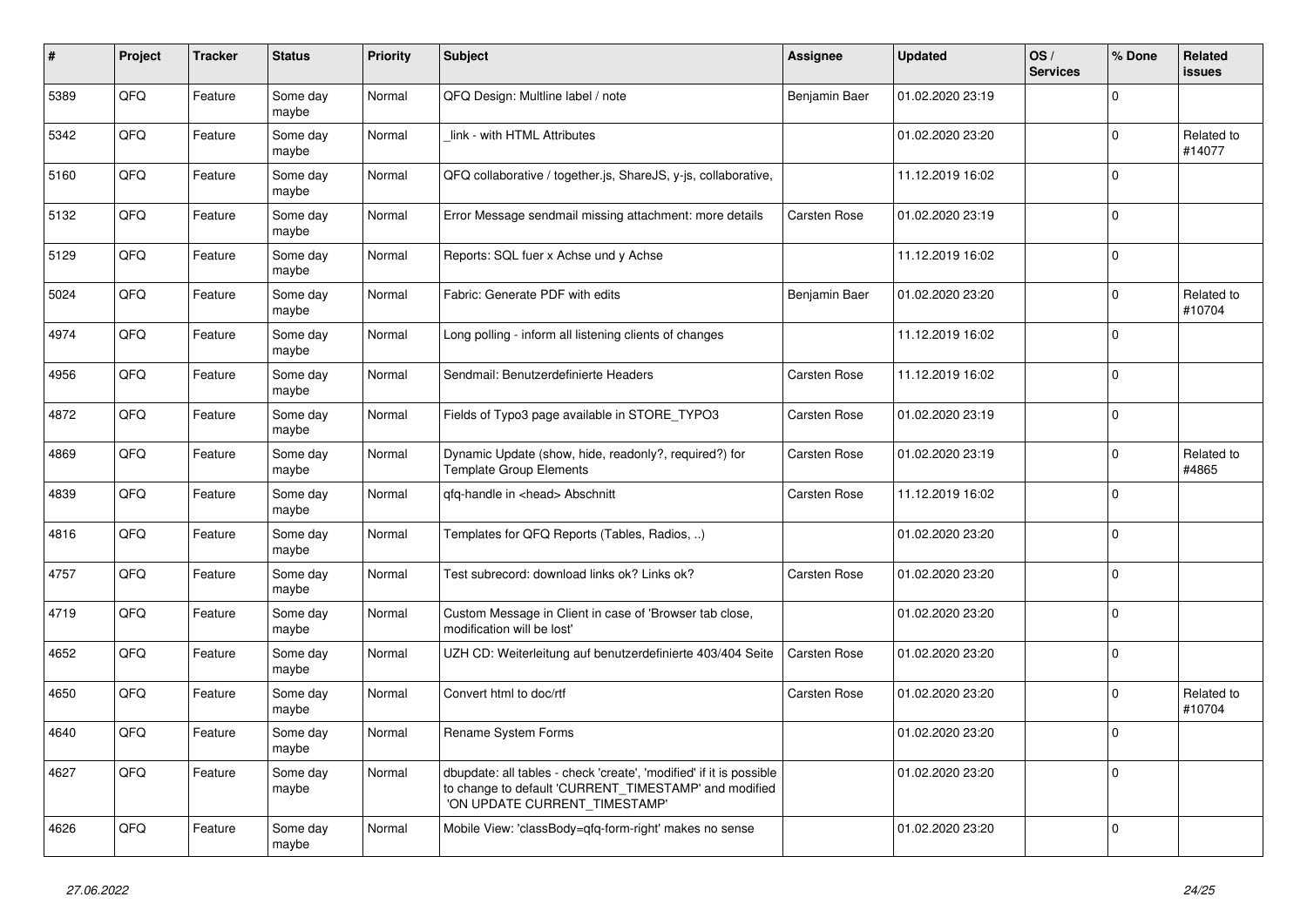| # | Project | Tracker | Status | Priority | Subject | Assignee | Updated | OS / Services | % Done | Related issues |
|---|---|---|---|---|---|---|---|---|---|---|
| 5389 | QFQ | Feature | Some day maybe | Normal | QFQ Design: Multline label / note | Benjamin Baer | 01.02.2020 23:19 | | 0 | |
| 5342 | QFQ | Feature | Some day maybe | Normal | _link - with HTML Attributes | | 01.02.2020 23:20 | | 0 | Related to #14077 |
| 5160 | QFQ | Feature | Some day maybe | Normal | QFQ collaborative / together.js, ShareJS, y-js, collaborative, | | 11.12.2019 16:02 | | 0 | |
| 5132 | QFQ | Feature | Some day maybe | Normal | Error Message sendmail missing attachment: more details | Carsten Rose | 01.02.2020 23:19 | | 0 | |
| 5129 | QFQ | Feature | Some day maybe | Normal | Reports: SQL fuer x Achse und y Achse | | 11.12.2019 16:02 | | 0 | |
| 5024 | QFQ | Feature | Some day maybe | Normal | Fabric: Generate PDF with edits | Benjamin Baer | 01.02.2020 23:20 | | 0 | Related to #10704 |
| 4974 | QFQ | Feature | Some day maybe | Normal | Long polling - inform all listening clients of changes | | 11.12.2019 16:02 | | 0 | |
| 4956 | QFQ | Feature | Some day maybe | Normal | Sendmail: Benutzerdefinierte Headers | Carsten Rose | 11.12.2019 16:02 | | 0 | |
| 4872 | QFQ | Feature | Some day maybe | Normal | Fields of Typo3 page available in STORE_TYPO3 | Carsten Rose | 01.02.2020 23:19 | | 0 | |
| 4869 | QFQ | Feature | Some day maybe | Normal | Dynamic Update (show, hide, readonly?, required?) for Template Group Elements | Carsten Rose | 01.02.2020 23:19 | | 0 | Related to #4865 |
| 4839 | QFQ | Feature | Some day maybe | Normal | qfq-handle in <head> Abschnitt | Carsten Rose | 11.12.2019 16:02 | | 0 | |
| 4816 | QFQ | Feature | Some day maybe | Normal | Templates for QFQ Reports (Tables, Radios, ..) | | 01.02.2020 23:20 | | 0 | |
| 4757 | QFQ | Feature | Some day maybe | Normal | Test subrecord: download links ok? Links ok? | Carsten Rose | 01.02.2020 23:20 | | 0 | |
| 4719 | QFQ | Feature | Some day maybe | Normal | Custom Message in Client in case of 'Browser tab close, modification will be lost' | | 01.02.2020 23:20 | | 0 | |
| 4652 | QFQ | Feature | Some day maybe | Normal | UZH CD: Weiterleitung auf benutzerdefinierte 403/404 Seite | Carsten Rose | 01.02.2020 23:20 | | 0 | |
| 4650 | QFQ | Feature | Some day maybe | Normal | Convert html to doc/rtf | Carsten Rose | 01.02.2020 23:20 | | 0 | Related to #10704 |
| 4640 | QFQ | Feature | Some day maybe | Normal | Rename System Forms | | 01.02.2020 23:20 | | 0 | |
| 4627 | QFQ | Feature | Some day maybe | Normal | dbupdate: all tables - check 'create', 'modified' if it is possible to change to default 'CURRENT_TIMESTAMP' and modified 'ON UPDATE CURRENT_TIMESTAMP' | | 01.02.2020 23:20 | | 0 | |
| 4626 | QFQ | Feature | Some day maybe | Normal | Mobile View: 'classBody=qfq-form-right' makes no sense | | 01.02.2020 23:20 | | 0 | |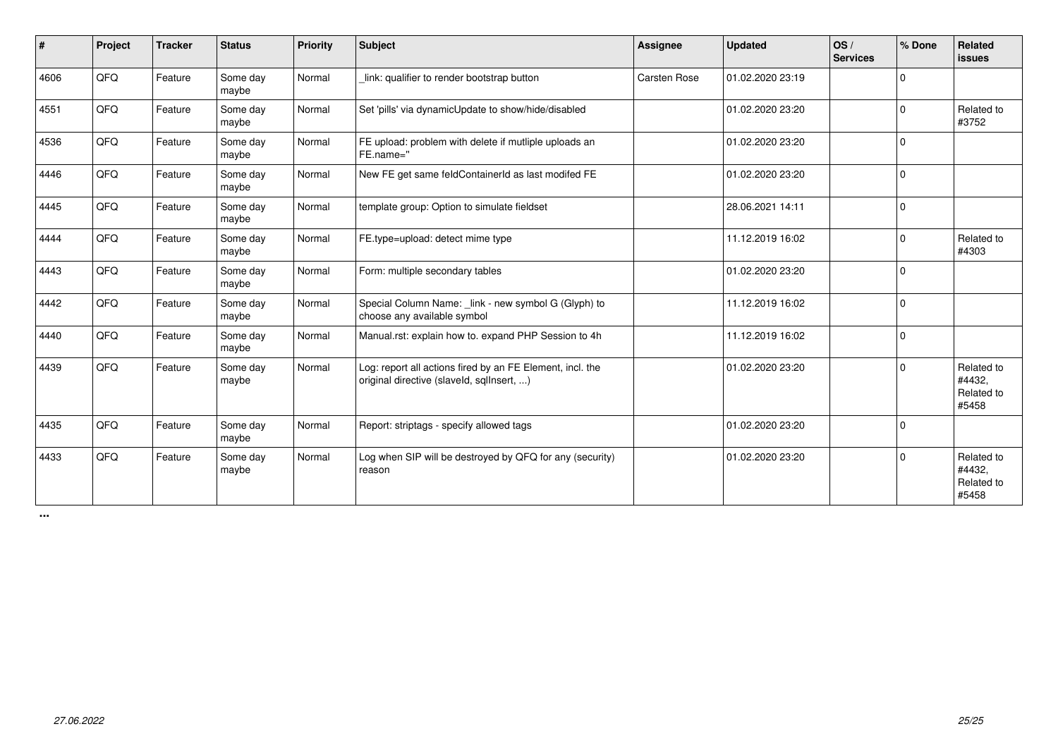| # | Project | Tracker | Status | Priority | Subject | Assignee | Updated | OS / Services | % Done | Related issues |
|---|---|---|---|---|---|---|---|---|---|---|
| 4606 | QFQ | Feature | Some day maybe | Normal | _link: qualifier to render bootstrap button | Carsten Rose | 01.02.2020 23:19 | | 0 | |
| 4551 | QFQ | Feature | Some day maybe | Normal | Set 'pills' via dynamicUpdate to show/hide/disabled | | 01.02.2020 23:20 | | 0 | Related to #3752 |
| 4536 | QFQ | Feature | Some day maybe | Normal | FE upload: problem with delete if mutliple uploads an FE.name='' | | 01.02.2020 23:20 | | 0 | |
| 4446 | QFQ | Feature | Some day maybe | Normal | New FE get same feldContainerId as last modifed FE | | 01.02.2020 23:20 | | 0 | |
| 4445 | QFQ | Feature | Some day maybe | Normal | template group: Option to simulate fieldset | | 28.06.2021 14:11 | | 0 | |
| 4444 | QFQ | Feature | Some day maybe | Normal | FE.type=upload: detect mime type | | 11.12.2019 16:02 | | 0 | Related to #4303 |
| 4443 | QFQ | Feature | Some day maybe | Normal | Form: multiple secondary tables | | 01.02.2020 23:20 | | 0 | |
| 4442 | QFQ | Feature | Some day maybe | Normal | Special Column Name: _link - new symbol G (Glyph) to choose any available symbol | | 11.12.2019 16:02 | | 0 | |
| 4440 | QFQ | Feature | Some day maybe | Normal | Manual.rst: explain how to. expand PHP Session to 4h | | 11.12.2019 16:02 | | 0 | |
| 4439 | QFQ | Feature | Some day maybe | Normal | Log: report all actions fired by an FE Element, incl. the original directive (slaveId, sqlInsert, ...) | | 01.02.2020 23:20 | | 0 | Related to #4432, Related to #5458 |
| 4435 | QFQ | Feature | Some day maybe | Normal | Report: striptags - specify allowed tags | | 01.02.2020 23:20 | | 0 | |
| 4433 | QFQ | Feature | Some day maybe | Normal | Log when SIP will be destroyed by QFQ for any (security) reason | | 01.02.2020 23:20 | | 0 | Related to #4432, Related to #5458 |

...